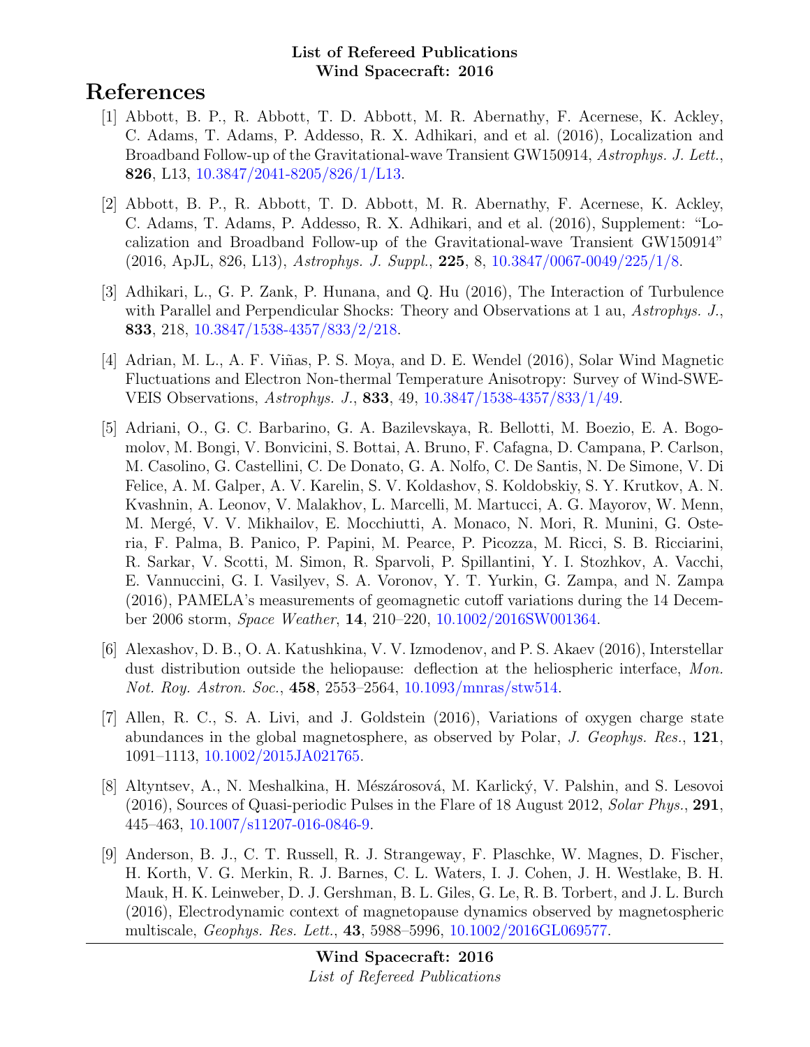**List of Refereed Publications**
**Wind Spacecraft: 2016**

# References

[1] Abbott, B. P., R. Abbott, T. D. Abbott, M. R. Abernathy, F. Acernese, K. Ackley, C. Adams, T. Adams, P. Addesso, R. X. Adhikari, and et al. (2016), Localization and Broadband Follow-up of the Gravitational-wave Transient GW150914, *Astrophys. J. Lett.*, **826**, L13, 10.3847/2041-8205/826/1/L13.

[2] Abbott, B. P., R. Abbott, T. D. Abbott, M. R. Abernathy, F. Acernese, K. Ackley, C. Adams, T. Adams, P. Addesso, R. X. Adhikari, and et al. (2016), Supplement: "Localization and Broadband Follow-up of the Gravitational-wave Transient GW150914" (2016, ApJL, 826, L13), *Astrophys. J. Suppl.*, **225**, 8, 10.3847/0067-0049/225/1/8.

[3] Adhikari, L., G. P. Zank, P. Hunana, and Q. Hu (2016), The Interaction of Turbulence with Parallel and Perpendicular Shocks: Theory and Observations at 1 au, *Astrophys. J.*, **833**, 218, 10.3847/1538-4357/833/2/218.

[4] Adrian, M. L., A. F. Viñas, P. S. Moya, and D. E. Wendel (2016), Solar Wind Magnetic Fluctuations and Electron Non-thermal Temperature Anisotropy: Survey of Wind-SWE-VEIS Observations, *Astrophys. J.*, **833**, 49, 10.3847/1538-4357/833/1/49.

[5] Adriani, O., G. C. Barbarino, G. A. Bazilevskaya, R. Bellotti, M. Boezio, E. A. Bogomolov, M. Bongi, V. Bonvicini, S. Bottai, A. Bruno, F. Cafagna, D. Campana, P. Carlson, M. Casolino, G. Castellini, C. De Donato, G. A. Nolfo, C. De Santis, N. De Simone, V. Di Felice, A. M. Galper, A. V. Karelin, S. V. Koldashov, S. Koldobskiy, S. Y. Krutkov, A. N. Kvashnin, A. Leonov, V. Malakhov, L. Marcelli, M. Martucci, A. G. Mayorov, W. Menn, M. Mergé, V. V. Mikhailov, E. Mocchiutti, A. Monaco, N. Mori, R. Munini, G. Osteria, F. Palma, B. Panico, P. Papini, M. Pearce, P. Picozza, M. Ricci, S. B. Ricciarini, R. Sarkar, V. Scotti, M. Simon, R. Sparvoli, P. Spillantini, Y. I. Stozhkov, A. Vacchi, E. Vannuccini, G. I. Vasilyev, S. A. Voronov, Y. T. Yurkin, G. Zampa, and N. Zampa (2016), PAMELA's measurements of geomagnetic cutoff variations during the 14 December 2006 storm, *Space Weather*, **14**, 210–220, 10.1002/2016SW001364.

[6] Alexashov, D. B., O. A. Katushkina, V. V. Izmodenov, and P. S. Akaev (2016), Interstellar dust distribution outside the heliopause: deflection at the heliospheric interface, *Mon. Not. Roy. Astron. Soc.*, **458**, 2553–2564, 10.1093/mnras/stw514.

[7] Allen, R. C., S. A. Livi, and J. Goldstein (2016), Variations of oxygen charge state abundances in the global magnetosphere, as observed by Polar, *J. Geophys. Res.*, **121**, 1091–1113, 10.1002/2015JA021765.

[8] Altyntsev, A., N. Meshalkina, H. Mészárosová, M. Karlický, V. Palshin, and S. Lesovoi (2016), Sources of Quasi-periodic Pulses in the Flare of 18 August 2012, *Solar Phys.*, **291**, 445–463, 10.1007/s11207-016-0846-9.

[9] Anderson, B. J., C. T. Russell, R. J. Strangeway, F. Plaschke, W. Magnes, D. Fischer, H. Korth, V. G. Merkin, R. J. Barnes, C. L. Waters, I. J. Cohen, J. H. Westlake, B. H. Mauk, H. K. Leinweber, D. J. Gershman, B. L. Giles, G. Le, R. B. Torbert, and J. L. Burch (2016), Electrodynamic context of magnetopause dynamics observed by magnetospheric multiscale, *Geophys. Res. Lett.*, **43**, 5988–5996, 10.1002/2016GL069577.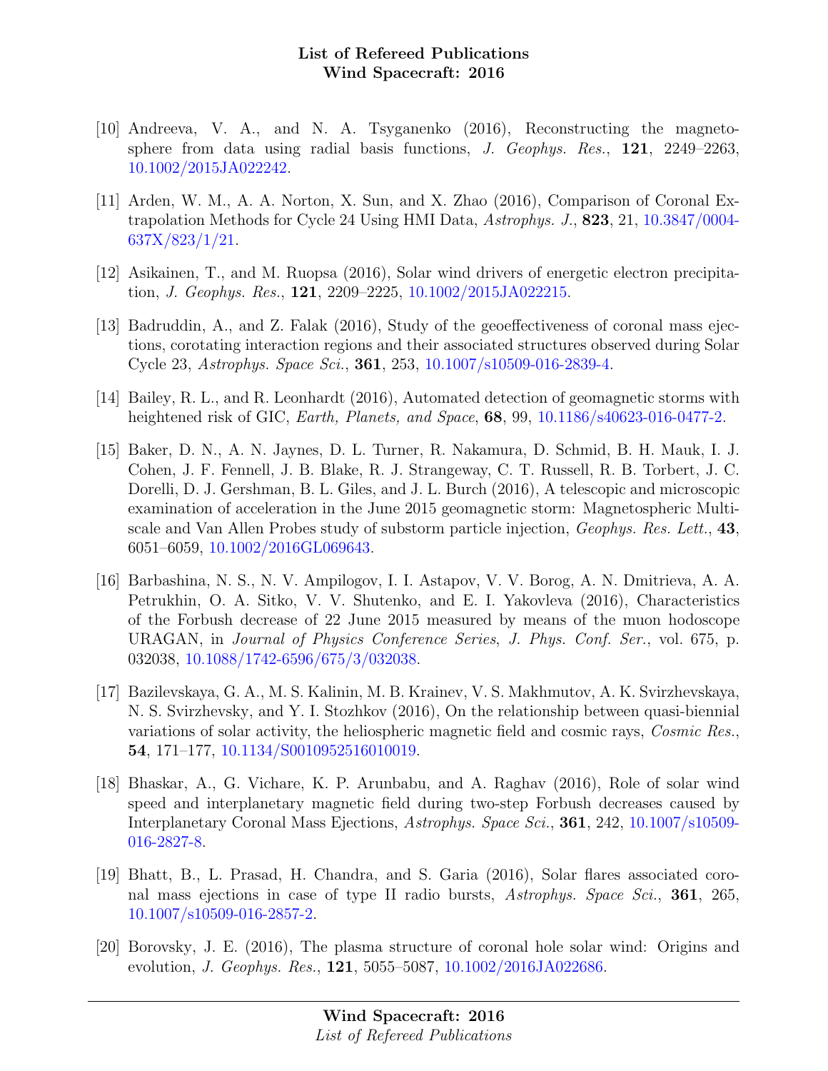[10] Andreeva, V. A., and N. A. Tsyganenko (2016), Reconstructing the magnetosphere from data using radial basis functions, *J. Geophys. Res.*, **121**, 2249–2263, 10.1002/2015JA022242.

[11] Arden, W. M., A. A. Norton, X. Sun, and X. Zhao (2016), Comparison of Coronal Extrapolation Methods for Cycle 24 Using HMI Data, *Astrophys. J.*, **823**, 21, 10.3847/0004-637X/823/1/21.

[12] Asikainen, T., and M. Ruopsa (2016), Solar wind drivers of energetic electron precipitation, *J. Geophys. Res.*, **121**, 2209–2225, 10.1002/2015JA022215.

[13] Badruddin, A., and Z. Falak (2016), Study of the geoeffectiveness of coronal mass ejections, corotating interaction regions and their associated structures observed during Solar Cycle 23, *Astrophys. Space Sci.*, **361**, 253, 10.1007/s10509-016-2839-4.

[14] Bailey, R. L., and R. Leonhardt (2016), Automated detection of geomagnetic storms with heightened risk of GIC, *Earth, Planets, and Space*, **68**, 99, 10.1186/s40623-016-0477-2.

[15] Baker, D. N., A. N. Jaynes, D. L. Turner, R. Nakamura, D. Schmid, B. H. Mauk, I. J. Cohen, J. F. Fennell, J. B. Blake, R. J. Strangeway, C. T. Russell, R. B. Torbert, J. C. Dorelli, D. J. Gershman, B. L. Giles, and J. L. Burch (2016), A telescopic and microscopic examination of acceleration in the June 2015 geomagnetic storm: Magnetospheric Multiscale and Van Allen Probes study of substorm particle injection, *Geophys. Res. Lett.*, **43**, 6051–6059, 10.1002/2016GL069643.

[16] Barbashina, N. S., N. V. Ampilogov, I. I. Astapov, V. V. Borog, A. N. Dmitrieva, A. A. Petrukhin, O. A. Sitko, V. V. Shutenko, and E. I. Yakovleva (2016), Characteristics of the Forbush decrease of 22 June 2015 measured by means of the muon hodoscope URAGAN, in *Journal of Physics Conference Series*, *J. Phys. Conf. Ser.*, vol. 675, p. 032038, 10.1088/1742-6596/675/3/032038.

[17] Bazilevskaya, G. A., M. S. Kalinin, M. B. Krainev, V. S. Makhmutov, A. K. Svirzhevskaya, N. S. Svirzhevsky, and Y. I. Stozhkov (2016), On the relationship between quasi-biennial variations of solar activity, the heliospheric magnetic field and cosmic rays, *Cosmic Res.*, **54**, 171–177, 10.1134/S0010952516010019.

[18] Bhaskar, A., G. Vichare, K. P. Arunbabu, and A. Raghav (2016), Role of solar wind speed and interplanetary magnetic field during two-step Forbush decreases caused by Interplanetary Coronal Mass Ejections, *Astrophys. Space Sci.*, **361**, 242, 10.1007/s10509-016-2827-8.

[19] Bhatt, B., L. Prasad, H. Chandra, and S. Garia (2016), Solar flares associated coronal mass ejections in case of type II radio bursts, *Astrophys. Space Sci.*, **361**, 265, 10.1007/s10509-016-2857-2.

[20] Borovsky, J. E. (2016), The plasma structure of coronal hole solar wind: Origins and evolution, *J. Geophys. Res.*, **121**, 5055–5087, 10.1002/2016JA022686.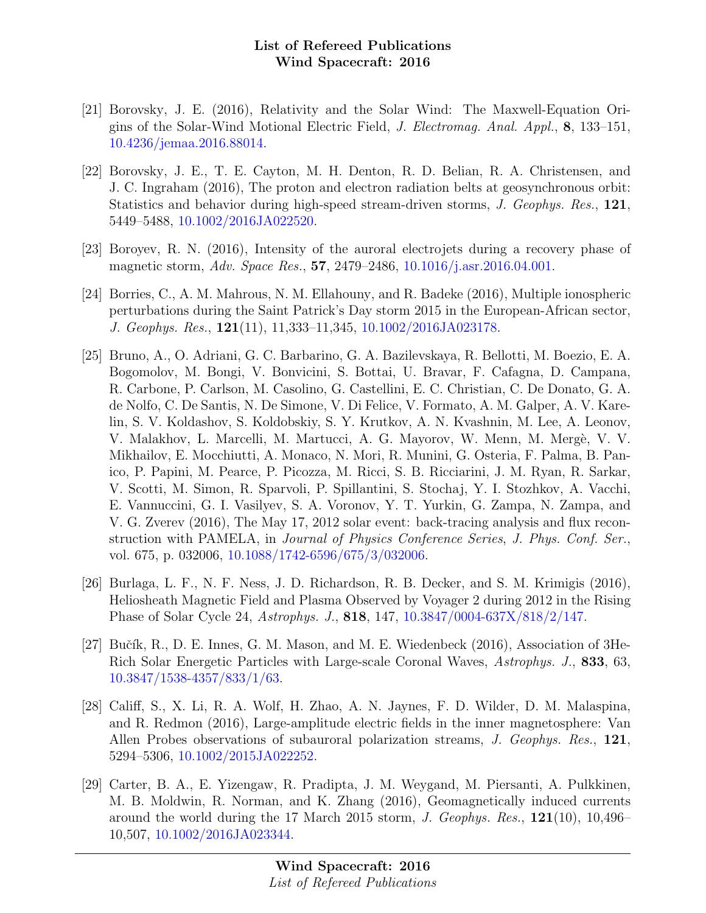[21] Borovsky, J. E. (2016), Relativity and the Solar Wind: The Maxwell-Equation Origins of the Solar-Wind Motional Electric Field, *J. Electromag. Anal. Appl.*, **8**, 133–151, 10.4236/jemaa.2016.88014.

[22] Borovsky, J. E., T. E. Cayton, M. H. Denton, R. D. Belian, R. A. Christensen, and J. C. Ingraham (2016), The proton and electron radiation belts at geosynchronous orbit: Statistics and behavior during high-speed stream-driven storms, *J. Geophys. Res.*, **121**, 5449–5488, 10.1002/2016JA022520.

[23] Boroyev, R. N. (2016), Intensity of the auroral electrojets during a recovery phase of magnetic storm, *Adv. Space Res.*, **57**, 2479–2486, 10.1016/j.asr.2016.04.001.

[24] Borries, C., A. M. Mahrous, N. M. Ellahouny, and R. Badeke (2016), Multiple ionospheric perturbations during the Saint Patrick's Day storm 2015 in the European-African sector, *J. Geophys. Res.*, **121**(11), 11,333–11,345, 10.1002/2016JA023178.

[25] Bruno, A., O. Adriani, G. C. Barbarino, G. A. Bazilevskaya, R. Bellotti, M. Boezio, E. A. Bogomolov, M. Bongi, V. Bonvicini, S. Bottai, U. Bravar, F. Cafagna, D. Campana, R. Carbone, P. Carlson, M. Casolino, G. Castellini, E. C. Christian, C. De Donato, G. A. de Nolfo, C. De Santis, N. De Simone, V. Di Felice, V. Formato, A. M. Galper, A. V. Karelin, S. V. Koldashov, S. Koldobskiy, S. Y. Krutkov, A. N. Kvashnin, M. Lee, A. Leonov, V. Malakhov, L. Marcelli, M. Martucci, A. G. Mayorov, W. Menn, M. Mergè, V. V. Mikhailov, E. Mocchiutti, A. Monaco, N. Mori, R. Munini, G. Osteria, F. Palma, B. Panico, P. Papini, M. Pearce, P. Picozza, M. Ricci, S. B. Ricciarini, J. M. Ryan, R. Sarkar, V. Scotti, M. Simon, R. Sparvoli, P. Spillantini, S. Stochaj, Y. I. Stozhkov, A. Vacchi, E. Vannuccini, G. I. Vasilyev, S. A. Voronov, Y. T. Yurkin, G. Zampa, N. Zampa, and V. G. Zverev (2016), The May 17, 2012 solar event: back-tracing analysis and flux reconstruction with PAMELA, in *Journal of Physics Conference Series*, *J. Phys. Conf. Ser.*, vol. 675, p. 032006, 10.1088/1742-6596/675/3/032006.

[26] Burlaga, L. F., N. F. Ness, J. D. Richardson, R. B. Decker, and S. M. Krimigis (2016), Heliosheath Magnetic Field and Plasma Observed by Voyager 2 during 2012 in the Rising Phase of Solar Cycle 24, *Astrophys. J.*, **818**, 147, 10.3847/0004-637X/818/2/147.

[27] Bučík, R., D. E. Innes, G. M. Mason, and M. E. Wiedenbeck (2016), Association of 3He-Rich Solar Energetic Particles with Large-scale Coronal Waves, *Astrophys. J.*, **833**, 63, 10.3847/1538-4357/833/1/63.

[28] Califf, S., X. Li, R. A. Wolf, H. Zhao, A. N. Jaynes, F. D. Wilder, D. M. Malaspina, and R. Redmon (2016), Large-amplitude electric fields in the inner magnetosphere: Van Allen Probes observations of subauroral polarization streams, *J. Geophys. Res.*, **121**, 5294–5306, 10.1002/2015JA022252.

[29] Carter, B. A., E. Yizengaw, R. Pradipta, J. M. Weygand, M. Piersanti, A. Pulkkinen, M. B. Moldwin, R. Norman, and K. Zhang (2016), Geomagnetically induced currents around the world during the 17 March 2015 storm, *J. Geophys. Res.*, **121**(10), 10,496–10,507, 10.1002/2016JA023344.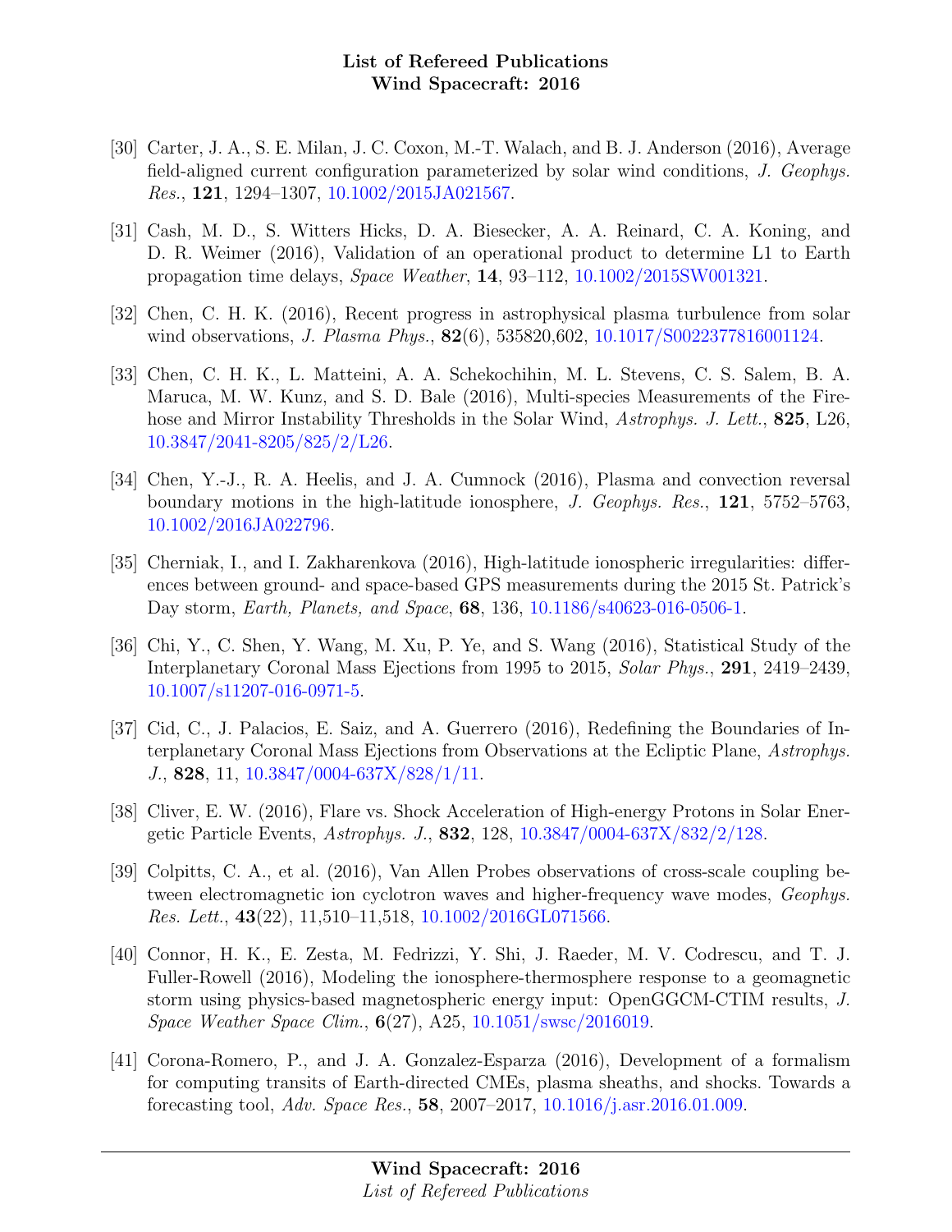[30] Carter, J. A., S. E. Milan, J. C. Coxon, M.-T. Walach, and B. J. Anderson (2016), Average field-aligned current configuration parameterized by solar wind conditions, *J. Geophys. Res.*, **121**, 1294–1307, 10.1002/2015JA021567.

[31] Cash, M. D., S. Witters Hicks, D. A. Biesecker, A. A. Reinard, C. A. Koning, and D. R. Weimer (2016), Validation of an operational product to determine L1 to Earth propagation time delays, *Space Weather*, **14**, 93–112, 10.1002/2015SW001321.

[32] Chen, C. H. K. (2016), Recent progress in astrophysical plasma turbulence from solar wind observations, *J. Plasma Phys.*, **82**(6), 535820,602, 10.1017/S0022377816001124.

[33] Chen, C. H. K., L. Matteini, A. A. Schekochihin, M. L. Stevens, C. S. Salem, B. A. Maruca, M. W. Kunz, and S. D. Bale (2016), Multi-species Measurements of the Firehose and Mirror Instability Thresholds in the Solar Wind, *Astrophys. J. Lett.*, **825**, L26, 10.3847/2041-8205/825/2/L26.

[34] Chen, Y.-J., R. A. Heelis, and J. A. Cumnock (2016), Plasma and convection reversal boundary motions in the high-latitude ionosphere, *J. Geophys. Res.*, **121**, 5752–5763, 10.1002/2016JA022796.

[35] Cherniak, I., and I. Zakharenkova (2016), High-latitude ionospheric irregularities: differences between ground- and space-based GPS measurements during the 2015 St. Patrick's Day storm, *Earth, Planets, and Space*, **68**, 136, 10.1186/s40623-016-0506-1.

[36] Chi, Y., C. Shen, Y. Wang, M. Xu, P. Ye, and S. Wang (2016), Statistical Study of the Interplanetary Coronal Mass Ejections from 1995 to 2015, *Solar Phys.*, **291**, 2419–2439, 10.1007/s11207-016-0971-5.

[37] Cid, C., J. Palacios, E. Saiz, and A. Guerrero (2016), Redefining the Boundaries of Interplanetary Coronal Mass Ejections from Observations at the Ecliptic Plane, *Astrophys. J.*, **828**, 11, 10.3847/0004-637X/828/1/11.

[38] Cliver, E. W. (2016), Flare vs. Shock Acceleration of High-energy Protons in Solar Energetic Particle Events, *Astrophys. J.*, **832**, 128, 10.3847/0004-637X/832/2/128.

[39] Colpitts, C. A., et al. (2016), Van Allen Probes observations of cross-scale coupling between electromagnetic ion cyclotron waves and higher-frequency wave modes, *Geophys. Res. Lett.*, **43**(22), 11,510–11,518, 10.1002/2016GL071566.

[40] Connor, H. K., E. Zesta, M. Fedrizzi, Y. Shi, J. Raeder, M. V. Codrescu, and T. J. Fuller-Rowell (2016), Modeling the ionosphere-thermosphere response to a geomagnetic storm using physics-based magnetospheric energy input: OpenGGCM-CTIM results, *J. Space Weather Space Clim.*, **6**(27), A25, 10.1051/swsc/2016019.

[41] Corona-Romero, P., and J. A. Gonzalez-Esparza (2016), Development of a formalism for computing transits of Earth-directed CMEs, plasma sheaths, and shocks. Towards a forecasting tool, *Adv. Space Res.*, **58**, 2007–2017, 10.1016/j.asr.2016.01.009.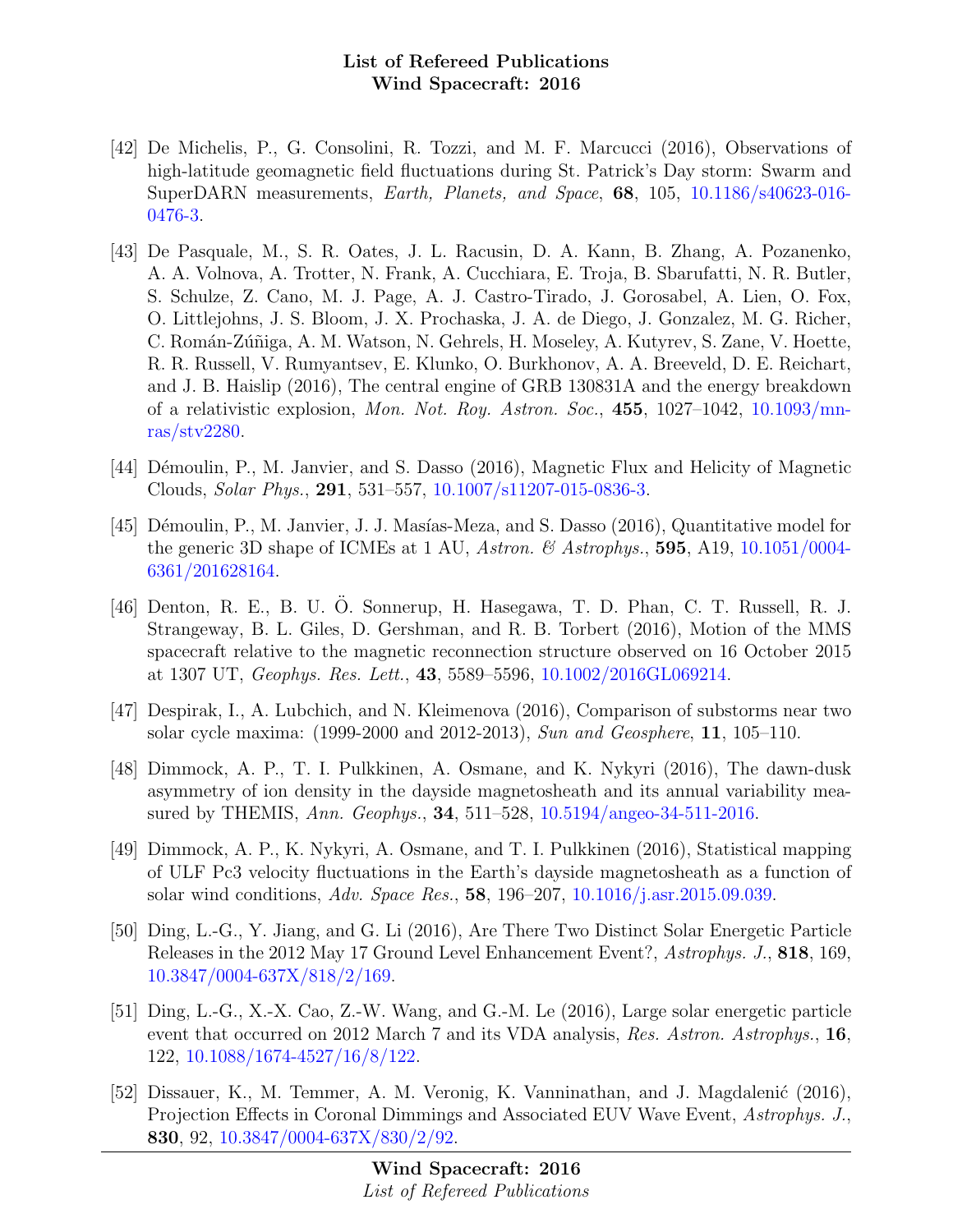[42] De Michelis, P., G. Consolini, R. Tozzi, and M. F. Marcucci (2016), Observations of high-latitude geomagnetic field fluctuations during St. Patrick's Day storm: Swarm and SuperDARN measurements, *Earth, Planets, and Space*, **68**, 105, 10.1186/s40623-016-0476-3.

[43] De Pasquale, M., S. R. Oates, J. L. Racusin, D. A. Kann, B. Zhang, A. Pozanenko, A. A. Volnova, A. Trotter, N. Frank, A. Cucchiara, E. Troja, B. Sbarufatti, N. R. Butler, S. Schulze, Z. Cano, M. J. Page, A. J. Castro-Tirado, J. Gorosabel, A. Lien, O. Fox, O. Littlejohns, J. S. Bloom, J. X. Prochaska, J. A. de Diego, J. Gonzalez, M. G. Richer, C. Román-Zúñiga, A. M. Watson, N. Gehrels, H. Moseley, A. Kutyrev, S. Zane, V. Hoette, R. R. Russell, V. Rumyantsev, E. Klunko, O. Burkhonov, A. A. Breeveld, D. E. Reichart, and J. B. Haislip (2016), The central engine of GRB 130831A and the energy breakdown of a relativistic explosion, *Mon. Not. Roy. Astron. Soc.*, **455**, 1027–1042, 10.1093/mnras/stv2280.

[44] Démoulin, P., M. Janvier, and S. Dasso (2016), Magnetic Flux and Helicity of Magnetic Clouds, *Solar Phys.*, **291**, 531–557, 10.1007/s11207-015-0836-3.

[45] Démoulin, P., M. Janvier, J. J. Masías-Meza, and S. Dasso (2016), Quantitative model for the generic 3D shape of ICMEs at 1 AU, *Astron. & Astrophys.*, **595**, A19, 10.1051/0004-6361/201628164.

[46] Denton, R. E., B. U. Ö. Sonnerup, H. Hasegawa, T. D. Phan, C. T. Russell, R. J. Strangeway, B. L. Giles, D. Gershman, and R. B. Torbert (2016), Motion of the MMS spacecraft relative to the magnetic reconnection structure observed on 16 October 2015 at 1307 UT, *Geophys. Res. Lett.*, **43**, 5589–5596, 10.1002/2016GL069214.

[47] Despirak, I., A. Lubchich, and N. Kleimenova (2016), Comparison of substorms near two solar cycle maxima: (1999-2000 and 2012-2013), *Sun and Geosphere*, **11**, 105–110.

[48] Dimmock, A. P., T. I. Pulkkinen, A. Osmane, and K. Nykyri (2016), The dawn-dusk asymmetry of ion density in the dayside magnetosheath and its annual variability measured by THEMIS, *Ann. Geophys.*, **34**, 511–528, 10.5194/angeo-34-511-2016.

[49] Dimmock, A. P., K. Nykyri, A. Osmane, and T. I. Pulkkinen (2016), Statistical mapping of ULF Pc3 velocity fluctuations in the Earth's dayside magnetosheath as a function of solar wind conditions, *Adv. Space Res.*, **58**, 196–207, 10.1016/j.asr.2015.09.039.

[50] Ding, L.-G., Y. Jiang, and G. Li (2016), Are There Two Distinct Solar Energetic Particle Releases in the 2012 May 17 Ground Level Enhancement Event?, *Astrophys. J.*, **818**, 169, 10.3847/0004-637X/818/2/169.

[51] Ding, L.-G., X.-X. Cao, Z.-W. Wang, and G.-M. Le (2016), Large solar energetic particle event that occurred on 2012 March 7 and its VDA analysis, *Res. Astron. Astrophys.*, **16**, 122, 10.1088/1674-4527/16/8/122.

[52] Dissauer, K., M. Temmer, A. M. Veronig, K. Vanninathan, and J. Magdalenić (2016), Projection Effects in Coronal Dimmings and Associated EUV Wave Event, *Astrophys. J.*, **830**, 92, 10.3847/0004-637X/830/2/92.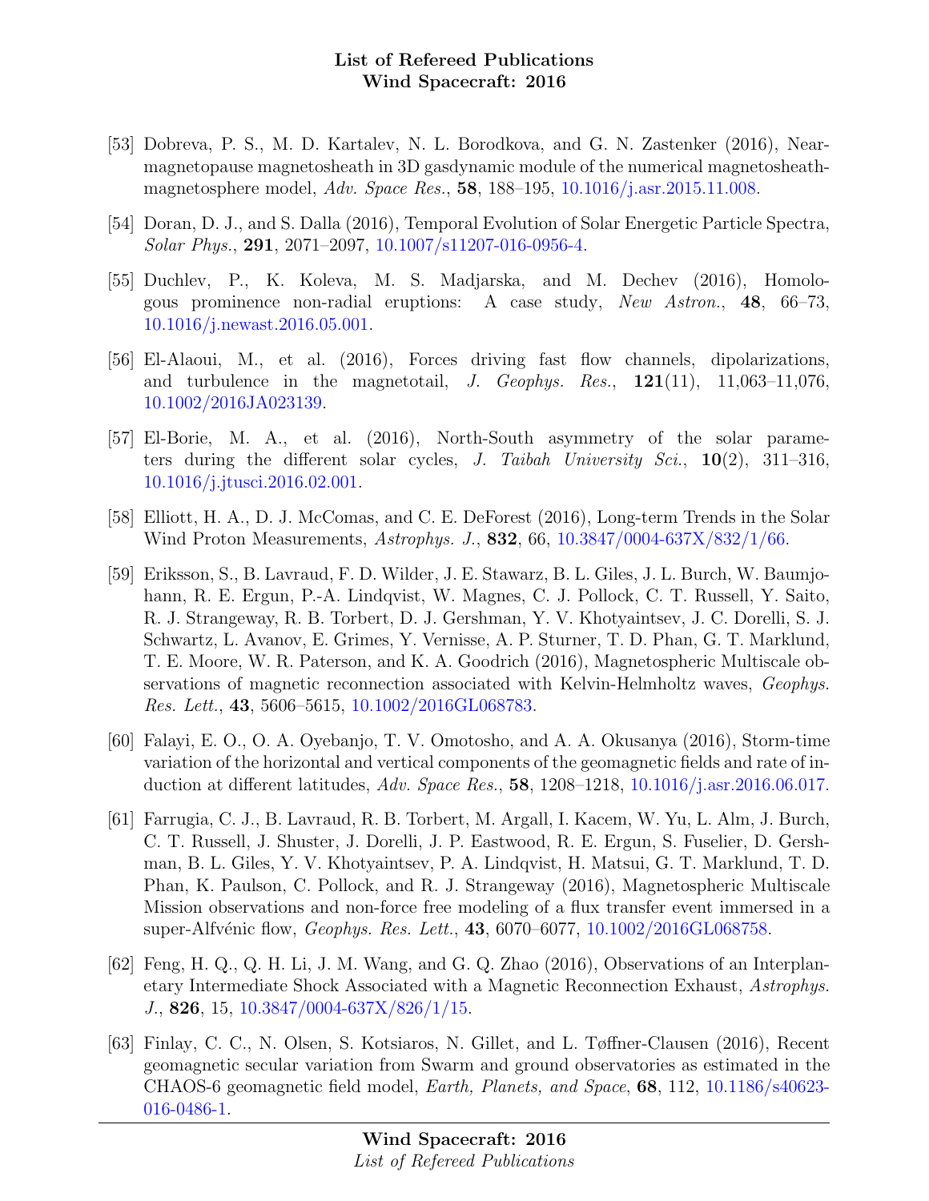[53] Dobreva, P. S., M. D. Kartalev, N. L. Borodkova, and G. N. Zastenker (2016), Near-magnetopause magnetosheath in 3D gasdynamic module of the numerical magnetosheath-magnetosphere model, *Adv. Space Res.*, **58**, 188–195, 10.1016/j.asr.2015.11.008.

[54] Doran, D. J., and S. Dalla (2016), Temporal Evolution of Solar Energetic Particle Spectra, *Solar Phys.*, **291**, 2071–2097, 10.1007/s11207-016-0956-4.

[55] Duchlev, P., K. Koleva, M. S. Madjarska, and M. Dechev (2016), Homologous prominence non-radial eruptions: A case study, *New Astron.*, **48**, 66–73, 10.1016/j.newast.2016.05.001.

[56] El-Alaoui, M., et al. (2016), Forces driving fast flow channels, dipolarizations, and turbulence in the magnetotail, *J. Geophys. Res.*, **121**(11), 11,063–11,076, 10.1002/2016JA023139.

[57] El-Borie, M. A., et al. (2016), North-South asymmetry of the solar parameters during the different solar cycles, *J. Taibah University Sci.*, **10**(2), 311–316, 10.1016/j.jtusci.2016.02.001.

[58] Elliott, H. A., D. J. McComas, and C. E. DeForest (2016), Long-term Trends in the Solar Wind Proton Measurements, *Astrophys. J.*, **832**, 66, 10.3847/0004-637X/832/1/66.

[59] Eriksson, S., B. Lavraud, F. D. Wilder, J. E. Stawarz, B. L. Giles, J. L. Burch, W. Baumjohann, R. E. Ergun, P.-A. Lindqvist, W. Magnes, C. J. Pollock, C. T. Russell, Y. Saito, R. J. Strangeway, R. B. Torbert, D. J. Gershman, Y. V. Khotyaintsev, J. C. Dorelli, S. J. Schwartz, L. Avanov, E. Grimes, Y. Vernisse, A. P. Sturner, T. D. Phan, G. T. Marklund, T. E. Moore, W. R. Paterson, and K. A. Goodrich (2016), Magnetospheric Multiscale observations of magnetic reconnection associated with Kelvin-Helmholtz waves, *Geophys. Res. Lett.*, **43**, 5606–5615, 10.1002/2016GL068783.

[60] Falayi, E. O., O. A. Oyebanjo, T. V. Omotosho, and A. A. Okusanya (2016), Storm-time variation of the horizontal and vertical components of the geomagnetic fields and rate of induction at different latitudes, *Adv. Space Res.*, **58**, 1208–1218, 10.1016/j.asr.2016.06.017.

[61] Farrugia, C. J., B. Lavraud, R. B. Torbert, M. Argall, I. Kacem, W. Yu, L. Alm, J. Burch, C. T. Russell, J. Shuster, J. Dorelli, J. P. Eastwood, R. E. Ergun, S. Fuselier, D. Gershman, B. L. Giles, Y. V. Khotyaintsev, P. A. Lindqvist, H. Matsui, G. T. Marklund, T. D. Phan, K. Paulson, C. Pollock, and R. J. Strangeway (2016), Magnetospheric Multiscale Mission observations and non-force free modeling of a flux transfer event immersed in a super-Alfvénic flow, *Geophys. Res. Lett.*, **43**, 6070–6077, 10.1002/2016GL068758.

[62] Feng, H. Q., Q. H. Li, J. M. Wang, and G. Q. Zhao (2016), Observations of an Interplanetary Intermediate Shock Associated with a Magnetic Reconnection Exhaust, *Astrophys. J.*, **826**, 15, 10.3847/0004-637X/826/1/15.

[63] Finlay, C. C., N. Olsen, S. Kotsiaros, N. Gillet, and L. Tøffner-Clausen (2016), Recent geomagnetic secular variation from Swarm and ground observatories as estimated in the CHAOS-6 geomagnetic field model, *Earth, Planets, and Space*, **68**, 112, 10.1186/s40623-016-0486-1.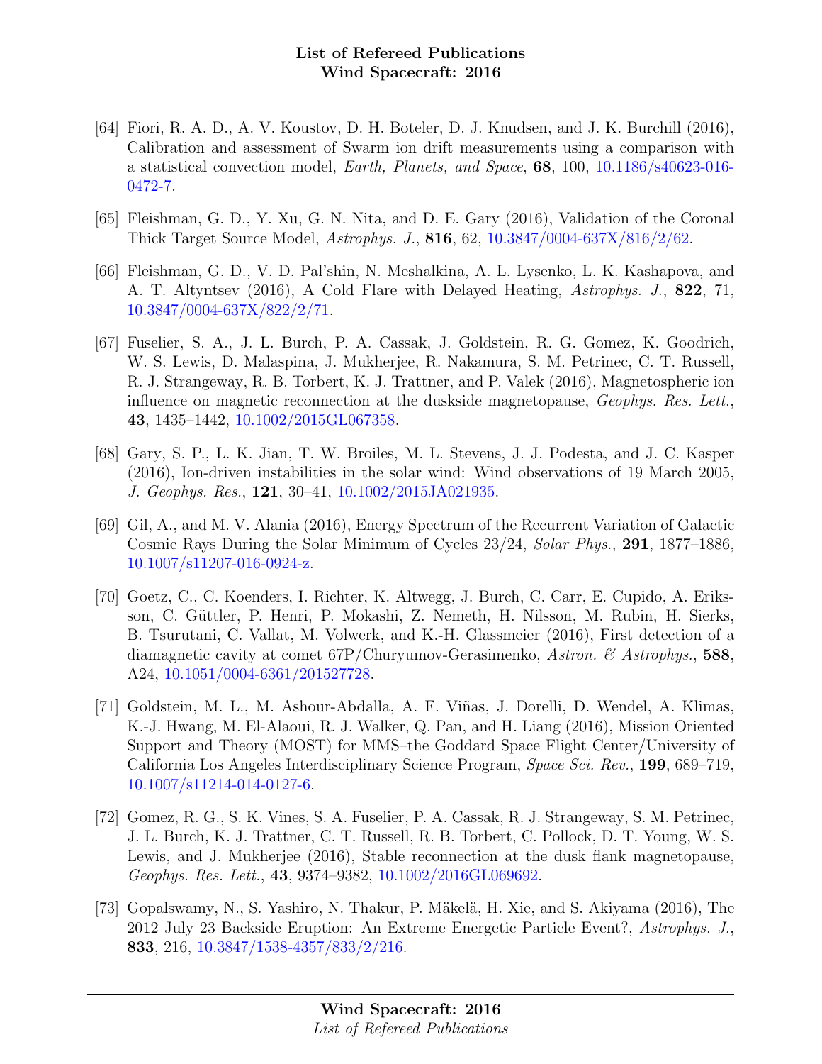[64] Fiori, R. A. D., A. V. Koustov, D. H. Boteler, D. J. Knudsen, and J. K. Burchill (2016), Calibration and assessment of Swarm ion drift measurements using a comparison with a statistical convection model, *Earth, Planets, and Space*, **68**, 100, 10.1186/s40623-016-0472-7.

[65] Fleishman, G. D., Y. Xu, G. N. Nita, and D. E. Gary (2016), Validation of the Coronal Thick Target Source Model, *Astrophys. J.*, **816**, 62, 10.3847/0004-637X/816/2/62.

[66] Fleishman, G. D., V. D. Pal'shin, N. Meshalkina, A. L. Lysenko, L. K. Kashapova, and A. T. Altyntsev (2016), A Cold Flare with Delayed Heating, *Astrophys. J.*, **822**, 71, 10.3847/0004-637X/822/2/71.

[67] Fuselier, S. A., J. L. Burch, P. A. Cassak, J. Goldstein, R. G. Gomez, K. Goodrich, W. S. Lewis, D. Malaspina, J. Mukherjee, R. Nakamura, S. M. Petrinec, C. T. Russell, R. J. Strangeway, R. B. Torbert, K. J. Trattner, and P. Valek (2016), Magnetospheric ion influence on magnetic reconnection at the duskside magnetopause, *Geophys. Res. Lett.*, **43**, 1435–1442, 10.1002/2015GL067358.

[68] Gary, S. P., L. K. Jian, T. W. Broiles, M. L. Stevens, J. J. Podesta, and J. C. Kasper (2016), Ion-driven instabilities in the solar wind: Wind observations of 19 March 2005, *J. Geophys. Res.*, **121**, 30–41, 10.1002/2015JA021935.

[69] Gil, A., and M. V. Alania (2016), Energy Spectrum of the Recurrent Variation of Galactic Cosmic Rays During the Solar Minimum of Cycles 23/24, *Solar Phys.*, **291**, 1877–1886, 10.1007/s11207-016-0924-z.

[70] Goetz, C., C. Koenders, I. Richter, K. Altwegg, J. Burch, C. Carr, E. Cupido, A. Eriksson, C. Güttler, P. Henri, P. Mokashi, Z. Nemeth, H. Nilsson, M. Rubin, H. Sierks, B. Tsurutani, C. Vallat, M. Volwerk, and K.-H. Glassmeier (2016), First detection of a diamagnetic cavity at comet 67P/Churyumov-Gerasimenko, *Astron. & Astrophys.*, **588**, A24, 10.1051/0004-6361/201527728.

[71] Goldstein, M. L., M. Ashour-Abdalla, A. F. Viñas, J. Dorelli, D. Wendel, A. Klimas, K.-J. Hwang, M. El-Alaoui, R. J. Walker, Q. Pan, and H. Liang (2016), Mission Oriented Support and Theory (MOST) for MMS–the Goddard Space Flight Center/University of California Los Angeles Interdisciplinary Science Program, *Space Sci. Rev.*, **199**, 689–719, 10.1007/s11214-014-0127-6.

[72] Gomez, R. G., S. K. Vines, S. A. Fuselier, P. A. Cassak, R. J. Strangeway, S. M. Petrinec, J. L. Burch, K. J. Trattner, C. T. Russell, R. B. Torbert, C. Pollock, D. T. Young, W. S. Lewis, and J. Mukherjee (2016), Stable reconnection at the dusk flank magnetopause, *Geophys. Res. Lett.*, **43**, 9374–9382, 10.1002/2016GL069692.

[73] Gopalswamy, N., S. Yashiro, N. Thakur, P. Mäkelä, H. Xie, and S. Akiyama (2016), The 2012 July 23 Backside Eruption: An Extreme Energetic Particle Event?, *Astrophys. J.*, **833**, 216, 10.3847/1538-4357/833/2/216.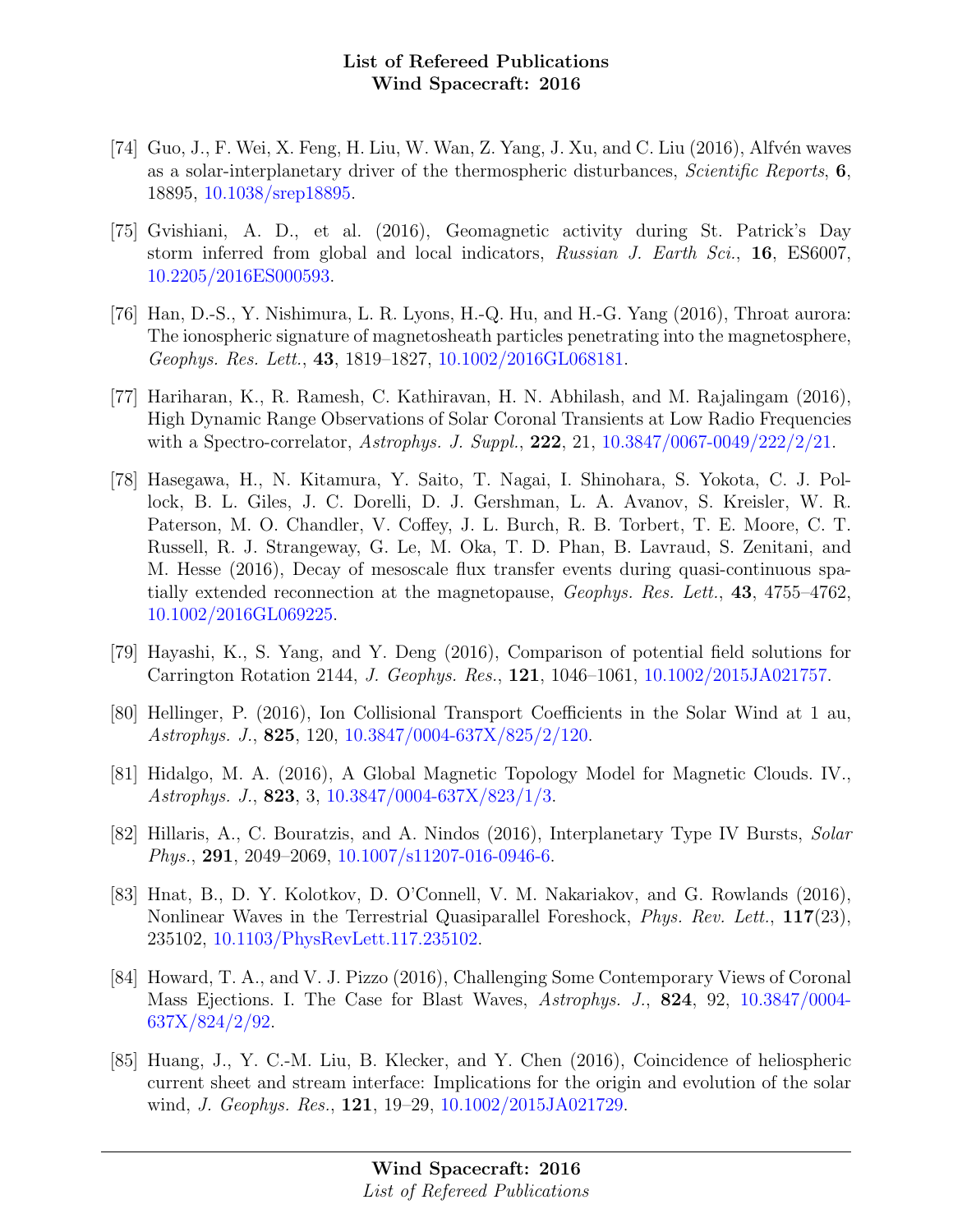[74] Guo, J., F. Wei, X. Feng, H. Liu, W. Wan, Z. Yang, J. Xu, and C. Liu (2016), Alfvén waves as a solar-interplanetary driver of the thermospheric disturbances, *Scientific Reports*, **6**, 18895, 10.1038/srep18895.

[75] Gvishiani, A. D., et al. (2016), Geomagnetic activity during St. Patrick's Day storm inferred from global and local indicators, *Russian J. Earth Sci.*, **16**, ES6007, 10.2205/2016ES000593.

[76] Han, D.-S., Y. Nishimura, L. R. Lyons, H.-Q. Hu, and H.-G. Yang (2016), Throat aurora: The ionospheric signature of magnetosheath particles penetrating into the magnetosphere, *Geophys. Res. Lett.*, **43**, 1819–1827, 10.1002/2016GL068181.

[77] Hariharan, K., R. Ramesh, C. Kathiravan, H. N. Abhilash, and M. Rajalingam (2016), High Dynamic Range Observations of Solar Coronal Transients at Low Radio Frequencies with a Spectro-correlator, *Astrophys. J. Suppl.*, **222**, 21, 10.3847/0067-0049/222/2/21.

[78] Hasegawa, H., N. Kitamura, Y. Saito, T. Nagai, I. Shinohara, S. Yokota, C. J. Pollock, B. L. Giles, J. C. Dorelli, D. J. Gershman, L. A. Avanov, S. Kreisler, W. R. Paterson, M. O. Chandler, V. Coffey, J. L. Burch, R. B. Torbert, T. E. Moore, C. T. Russell, R. J. Strangeway, G. Le, M. Oka, T. D. Phan, B. Lavraud, S. Zenitani, and M. Hesse (2016), Decay of mesoscale flux transfer events during quasi-continuous spatially extended reconnection at the magnetopause, *Geophys. Res. Lett.*, **43**, 4755–4762, 10.1002/2016GL069225.

[79] Hayashi, K., S. Yang, and Y. Deng (2016), Comparison of potential field solutions for Carrington Rotation 2144, *J. Geophys. Res.*, **121**, 1046–1061, 10.1002/2015JA021757.

[80] Hellinger, P. (2016), Ion Collisional Transport Coefficients in the Solar Wind at 1 au, *Astrophys. J.*, **825**, 120, 10.3847/0004-637X/825/2/120.

[81] Hidalgo, M. A. (2016), A Global Magnetic Topology Model for Magnetic Clouds. IV., *Astrophys. J.*, **823**, 3, 10.3847/0004-637X/823/1/3.

[82] Hillaris, A., C. Bouratzis, and A. Nindos (2016), Interplanetary Type IV Bursts, *Solar Phys.*, **291**, 2049–2069, 10.1007/s11207-016-0946-6.

[83] Hnat, B., D. Y. Kolotkov, D. O'Connell, V. M. Nakariakov, and G. Rowlands (2016), Nonlinear Waves in the Terrestrial Quasiparallel Foreshock, *Phys. Rev. Lett.*, **117**(23), 235102, 10.1103/PhysRevLett.117.235102.

[84] Howard, T. A., and V. J. Pizzo (2016), Challenging Some Contemporary Views of Coronal Mass Ejections. I. The Case for Blast Waves, *Astrophys. J.*, **824**, 92, 10.3847/0004-637X/824/2/92.

[85] Huang, J., Y. C.-M. Liu, B. Klecker, and Y. Chen (2016), Coincidence of heliospheric current sheet and stream interface: Implications for the origin and evolution of the solar wind, *J. Geophys. Res.*, **121**, 19–29, 10.1002/2015JA021729.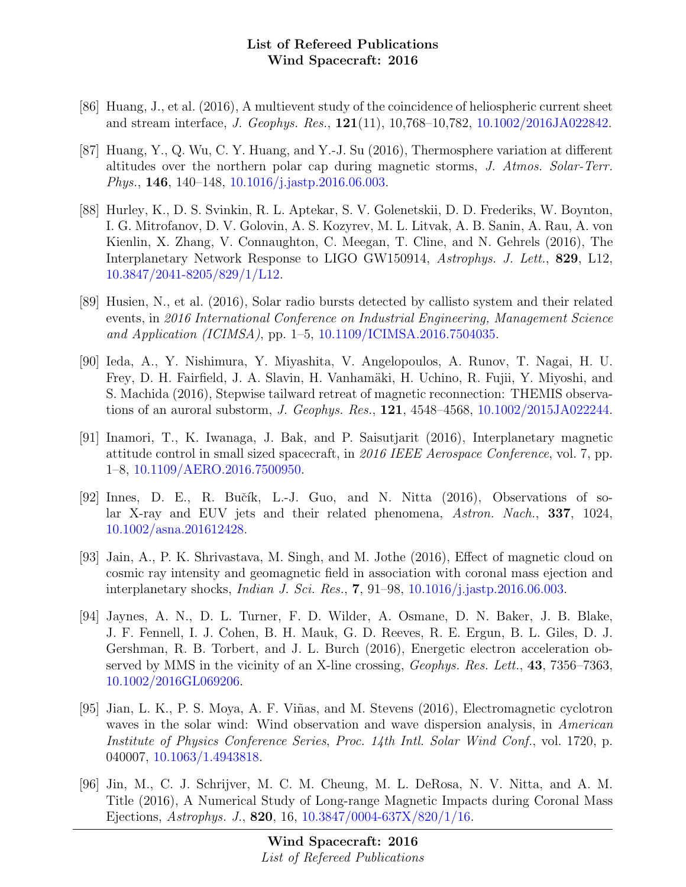[86] Huang, J., et al. (2016), A multievent study of the coincidence of heliospheric current sheet and stream interface, *J. Geophys. Res.*, **121**(11), 10,768–10,782, 10.1002/2016JA022842.

[87] Huang, Y., Q. Wu, C. Y. Huang, and Y.-J. Su (2016), Thermosphere variation at different altitudes over the northern polar cap during magnetic storms, *J. Atmos. Solar-Terr. Phys.*, **146**, 140–148, 10.1016/j.jastp.2016.06.003.

[88] Hurley, K., D. S. Svinkin, R. L. Aptekar, S. V. Golenetskii, D. D. Frederiks, W. Boynton, I. G. Mitrofanov, D. V. Golovin, A. S. Kozyrev, M. L. Litvak, A. B. Sanin, A. Rau, A. von Kienlin, X. Zhang, V. Connaughton, C. Meegan, T. Cline, and N. Gehrels (2016), The Interplanetary Network Response to LIGO GW150914, *Astrophys. J. Lett.*, **829**, L12, 10.3847/2041-8205/829/1/L12.

[89] Husien, N., et al. (2016), Solar radio bursts detected by callisto system and their related events, in *2016 International Conference on Industrial Engineering, Management Science and Application (ICIMSA)*, pp. 1–5, 10.1109/ICIMSA.2016.7504035.

[90] Ieda, A., Y. Nishimura, Y. Miyashita, V. Angelopoulos, A. Runov, T. Nagai, H. U. Frey, D. H. Fairfield, J. A. Slavin, H. Vanhamäki, H. Uchino, R. Fujii, Y. Miyoshi, and S. Machida (2016), Stepwise tailward retreat of magnetic reconnection: THEMIS observations of an auroral substorm, *J. Geophys. Res.*, **121**, 4548–4568, 10.1002/2015JA022244.

[91] Inamori, T., K. Iwanaga, J. Bak, and P. Saisutjarit (2016), Interplanetary magnetic attitude control in small sized spacecraft, in *2016 IEEE Aerospace Conference*, vol. 7, pp. 1–8, 10.1109/AERO.2016.7500950.

[92] Innes, D. E., R. Bučík, L.-J. Guo, and N. Nitta (2016), Observations of solar X-ray and EUV jets and their related phenomena, *Astron. Nach.*, **337**, 1024, 10.1002/asna.201612428.

[93] Jain, A., P. K. Shrivastava, M. Singh, and M. Jothe (2016), Effect of magnetic cloud on cosmic ray intensity and geomagnetic field in association with coronal mass ejection and interplanetary shocks, *Indian J. Sci. Res.*, **7**, 91–98, 10.1016/j.jastp.2016.06.003.

[94] Jaynes, A. N., D. L. Turner, F. D. Wilder, A. Osmane, D. N. Baker, J. B. Blake, J. F. Fennell, I. J. Cohen, B. H. Mauk, G. D. Reeves, R. E. Ergun, B. L. Giles, D. J. Gershman, R. B. Torbert, and J. L. Burch (2016), Energetic electron acceleration observed by MMS in the vicinity of an X-line crossing, *Geophys. Res. Lett.*, **43**, 7356–7363, 10.1002/2016GL069206.

[95] Jian, L. K., P. S. Moya, A. F. Viñas, and M. Stevens (2016), Electromagnetic cyclotron waves in the solar wind: Wind observation and wave dispersion analysis, in *American Institute of Physics Conference Series*, *Proc. 14th Intl. Solar Wind Conf.*, vol. 1720, p. 040007, 10.1063/1.4943818.

[96] Jin, M., C. J. Schrijver, M. C. M. Cheung, M. L. DeRosa, N. V. Nitta, and A. M. Title (2016), A Numerical Study of Long-range Magnetic Impacts during Coronal Mass Ejections, *Astrophys. J.*, **820**, 16, 10.3847/0004-637X/820/1/16.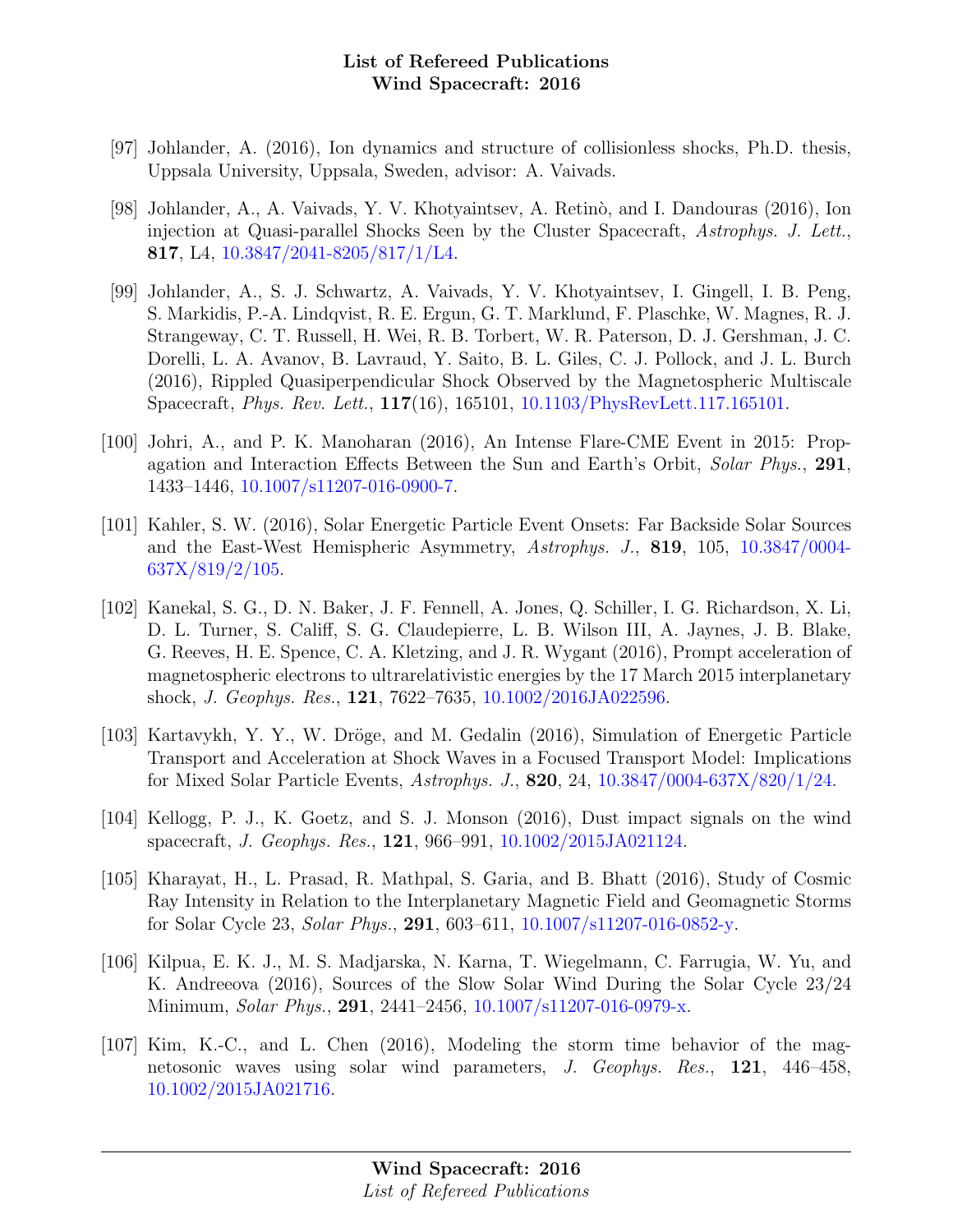[97] Johlander, A. (2016), Ion dynamics and structure of collisionless shocks, Ph.D. thesis, Uppsala University, Uppsala, Sweden, advisor: A. Vaivads.

[98] Johlander, A., A. Vaivads, Y. V. Khotyaintsev, A. Retinò, and I. Dandouras (2016), Ion injection at Quasi-parallel Shocks Seen by the Cluster Spacecraft, *Astrophys. J. Lett.*, **817**, L4, 10.3847/2041-8205/817/1/L4.

[99] Johlander, A., S. J. Schwartz, A. Vaivads, Y. V. Khotyaintsev, I. Gingell, I. B. Peng, S. Markidis, P.-A. Lindqvist, R. E. Ergun, G. T. Marklund, F. Plaschke, W. Magnes, R. J. Strangeway, C. T. Russell, H. Wei, R. B. Torbert, W. R. Paterson, D. J. Gershman, J. C. Dorelli, L. A. Avanov, B. Lavraud, Y. Saito, B. L. Giles, C. J. Pollock, and J. L. Burch (2016), Rippled Quasiperpendicular Shock Observed by the Magnetospheric Multiscale Spacecraft, *Phys. Rev. Lett.*, **117**(16), 165101, 10.1103/PhysRevLett.117.165101.

[100] Johri, A., and P. K. Manoharan (2016), An Intense Flare-CME Event in 2015: Propagation and Interaction Effects Between the Sun and Earth's Orbit, *Solar Phys.*, **291**, 1433–1446, 10.1007/s11207-016-0900-7.

[101] Kahler, S. W. (2016), Solar Energetic Particle Event Onsets: Far Backside Solar Sources and the East-West Hemispheric Asymmetry, *Astrophys. J.*, **819**, 105, 10.3847/0004-637X/819/2/105.

[102] Kanekal, S. G., D. N. Baker, J. F. Fennell, A. Jones, Q. Schiller, I. G. Richardson, X. Li, D. L. Turner, S. Califf, S. G. Claudepierre, L. B. Wilson III, A. Jaynes, J. B. Blake, G. Reeves, H. E. Spence, C. A. Kletzing, and J. R. Wygant (2016), Prompt acceleration of magnetospheric electrons to ultrarelativistic energies by the 17 March 2015 interplanetary shock, *J. Geophys. Res.*, **121**, 7622–7635, 10.1002/2016JA022596.

[103] Kartavykh, Y. Y., W. Dröge, and M. Gedalin (2016), Simulation of Energetic Particle Transport and Acceleration at Shock Waves in a Focused Transport Model: Implications for Mixed Solar Particle Events, *Astrophys. J.*, **820**, 24, 10.3847/0004-637X/820/1/24.

[104] Kellogg, P. J., K. Goetz, and S. J. Monson (2016), Dust impact signals on the wind spacecraft, *J. Geophys. Res.*, **121**, 966–991, 10.1002/2015JA021124.

[105] Kharayat, H., L. Prasad, R. Mathpal, S. Garia, and B. Bhatt (2016), Study of Cosmic Ray Intensity in Relation to the Interplanetary Magnetic Field and Geomagnetic Storms for Solar Cycle 23, *Solar Phys.*, **291**, 603–611, 10.1007/s11207-016-0852-y.

[106] Kilpua, E. K. J., M. S. Madjarska, N. Karna, T. Wiegelmann, C. Farrugia, W. Yu, and K. Andreeova (2016), Sources of the Slow Solar Wind During the Solar Cycle 23/24 Minimum, *Solar Phys.*, **291**, 2441–2456, 10.1007/s11207-016-0979-x.

[107] Kim, K.-C., and L. Chen (2016), Modeling the storm time behavior of the magnetosonic waves using solar wind parameters, *J. Geophys. Res.*, **121**, 446–458, 10.1002/2015JA021716.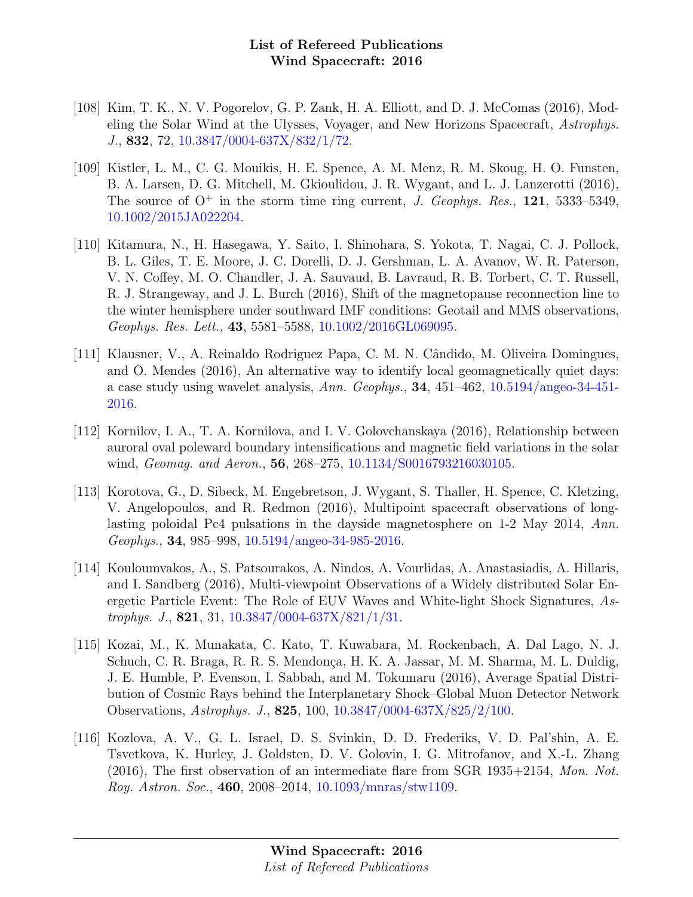[108] Kim, T. K., N. V. Pogorelov, G. P. Zank, H. A. Elliott, and D. J. McComas (2016), Modeling the Solar Wind at the Ulysses, Voyager, and New Horizons Spacecraft, *Astrophys. J.*, **832**, 72, 10.3847/0004-637X/832/1/72.

[109] Kistler, L. M., C. G. Mouikis, H. E. Spence, A. M. Menz, R. M. Skoug, H. O. Funsten, B. A. Larsen, D. G. Mitchell, M. Gkioulidou, J. R. Wygant, and L. J. Lanzerotti (2016), The source of $O^+$ in the storm time ring current, *J. Geophys. Res.*, **121**, 5333–5349, 10.1002/2015JA022204.

[110] Kitamura, N., H. Hasegawa, Y. Saito, I. Shinohara, S. Yokota, T. Nagai, C. J. Pollock, B. L. Giles, T. E. Moore, J. C. Dorelli, D. J. Gershman, L. A. Avanov, W. R. Paterson, V. N. Coffey, M. O. Chandler, J. A. Sauvaud, B. Lavraud, R. B. Torbert, C. T. Russell, R. J. Strangeway, and J. L. Burch (2016), Shift of the magnetopause reconnection line to the winter hemisphere under southward IMF conditions: Geotail and MMS observations, *Geophys. Res. Lett.*, **43**, 5581–5588, 10.1002/2016GL069095.

[111] Klausner, V., A. Reinaldo Rodriguez Papa, C. M. N. Cândido, M. Oliveira Domingues, and O. Mendes (2016), An alternative way to identify local geomagnetically quiet days: a case study using wavelet analysis, *Ann. Geophys.*, **34**, 451–462, 10.5194/angeo-34-451-2016.

[112] Kornilov, I. A., T. A. Kornilova, and I. V. Golovchanskaya (2016), Relationship between auroral oval poleward boundary intensifications and magnetic field variations in the solar wind, *Geomag. and Aeron.*, **56**, 268–275, 10.1134/S0016793216030105.

[113] Korotova, G., D. Sibeck, M. Engebretson, J. Wygant, S. Thaller, H. Spence, C. Kletzing, V. Angelopoulos, and R. Redmon (2016), Multipoint spacecraft observations of long-lasting poloidal Pc4 pulsations in the dayside magnetosphere on 1-2 May 2014, *Ann. Geophys.*, **34**, 985–998, 10.5194/angeo-34-985-2016.

[114] Kouloumvakos, A., S. Patsourakos, A. Nindos, A. Vourlidas, A. Anastasiadis, A. Hillaris, and I. Sandberg (2016), Multi-viewpoint Observations of a Widely distributed Solar Energetic Particle Event: The Role of EUV Waves and White-light Shock Signatures, *Astrophys. J.*, **821**, 31, 10.3847/0004-637X/821/1/31.

[115] Kozai, M., K. Munakata, C. Kato, T. Kuwabara, M. Rockenbach, A. Dal Lago, N. J. Schuch, C. R. Braga, R. R. S. Mendonça, H. K. A. Jassar, M. M. Sharma, M. L. Duldig, J. E. Humble, P. Evenson, I. Sabbah, and M. Tokumaru (2016), Average Spatial Distribution of Cosmic Rays behind the Interplanetary Shock–Global Muon Detector Network Observations, *Astrophys. J.*, **825**, 100, 10.3847/0004-637X/825/2/100.

[116] Kozlova, A. V., G. L. Israel, D. S. Svinkin, D. D. Frederiks, V. D. Pal'shin, A. E. Tsvetkova, K. Hurley, J. Goldsten, D. V. Golovin, I. G. Mitrofanov, and X.-L. Zhang (2016), The first observation of an intermediate flare from SGR 1935+2154, *Mon. Not. Roy. Astron. Soc.*, **460**, 2008–2014, 10.1093/mnras/stw1109.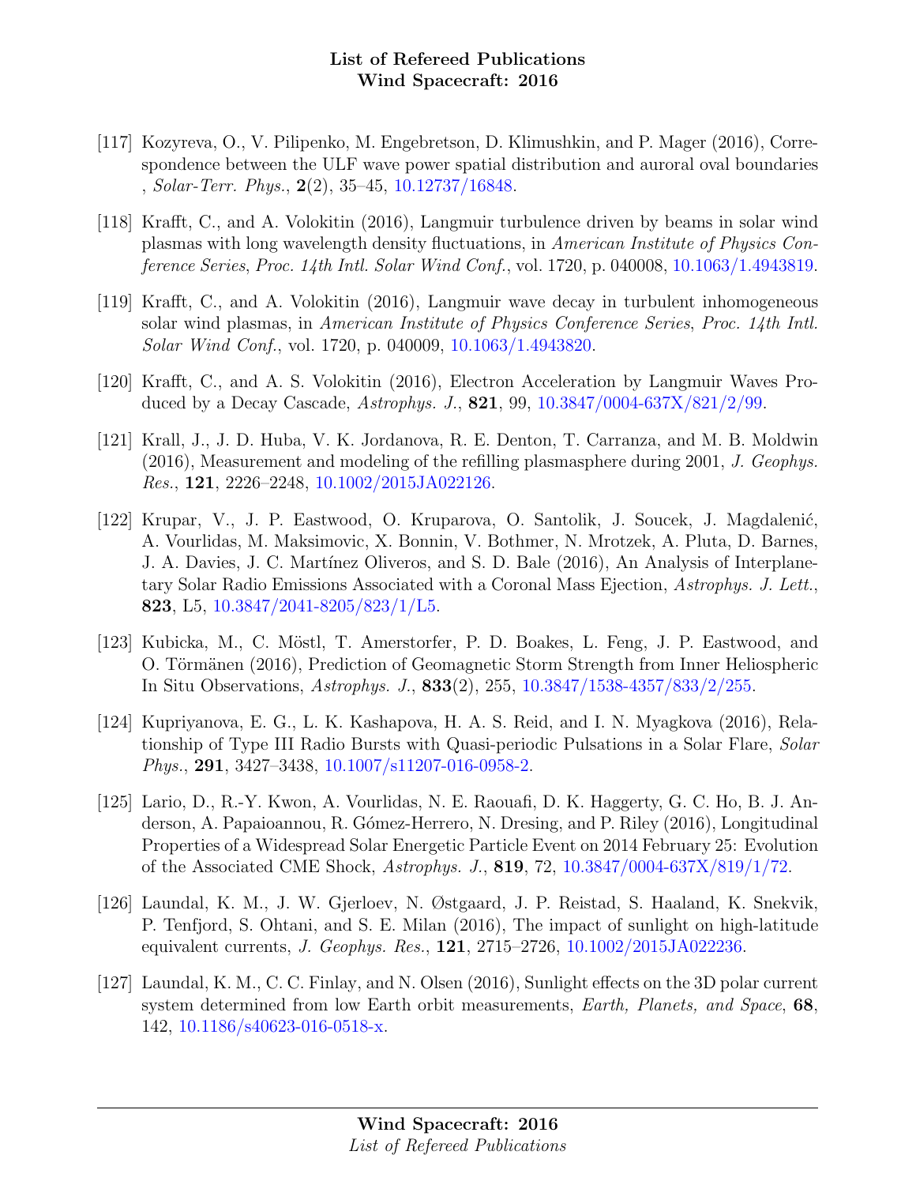[117] Kozyreva, O., V. Pilipenko, M. Engebretson, D. Klimushkin, and P. Mager (2016), Correspondence between the ULF wave power spatial distribution and auroral oval boundaries , *Solar-Terr. Phys.*, **2**(2), 35–45, 10.12737/16848.

[118] Krafft, C., and A. Volokitin (2016), Langmuir turbulence driven by beams in solar wind plasmas with long wavelength density fluctuations, in *American Institute of Physics Conference Series*, *Proc. 14th Intl. Solar Wind Conf.*, vol. 1720, p. 040008, 10.1063/1.4943819.

[119] Krafft, C., and A. Volokitin (2016), Langmuir wave decay in turbulent inhomogeneous solar wind plasmas, in *American Institute of Physics Conference Series*, *Proc. 14th Intl. Solar Wind Conf.*, vol. 1720, p. 040009, 10.1063/1.4943820.

[120] Krafft, C., and A. S. Volokitin (2016), Electron Acceleration by Langmuir Waves Produced by a Decay Cascade, *Astrophys. J.*, **821**, 99, 10.3847/0004-637X/821/2/99.

[121] Krall, J., J. D. Huba, V. K. Jordanova, R. E. Denton, T. Carranza, and M. B. Moldwin (2016), Measurement and modeling of the refilling plasmasphere during 2001, *J. Geophys. Res.*, **121**, 2226–2248, 10.1002/2015JA022126.

[122] Krupar, V., J. P. Eastwood, O. Kruparova, O. Santolik, J. Soucek, J. Magdalenić, A. Vourlidas, M. Maksimovic, X. Bonnin, V. Bothmer, N. Mrotzek, A. Pluta, D. Barnes, J. A. Davies, J. C. Martínez Oliveros, and S. D. Bale (2016), An Analysis of Interplanetary Solar Radio Emissions Associated with a Coronal Mass Ejection, *Astrophys. J. Lett.*, **823**, L5, 10.3847/2041-8205/823/1/L5.

[123] Kubicka, M., C. Möstl, T. Amerstorfer, P. D. Boakes, L. Feng, J. P. Eastwood, and O. Törmänen (2016), Prediction of Geomagnetic Storm Strength from Inner Heliospheric In Situ Observations, *Astrophys. J.*, **833**(2), 255, 10.3847/1538-4357/833/2/255.

[124] Kupriyanova, E. G., L. K. Kashapova, H. A. S. Reid, and I. N. Myagkova (2016), Relationship of Type III Radio Bursts with Quasi-periodic Pulsations in a Solar Flare, *Solar Phys.*, **291**, 3427–3438, 10.1007/s11207-016-0958-2.

[125] Lario, D., R.-Y. Kwon, A. Vourlidas, N. E. Raouafi, D. K. Haggerty, G. C. Ho, B. J. Anderson, A. Papaioannou, R. Gómez-Herrero, N. Dresing, and P. Riley (2016), Longitudinal Properties of a Widespread Solar Energetic Particle Event on 2014 February 25: Evolution of the Associated CME Shock, *Astrophys. J.*, **819**, 72, 10.3847/0004-637X/819/1/72.

[126] Laundal, K. M., J. W. Gjerloev, N. Østgaard, J. P. Reistad, S. Haaland, K. Snekvik, P. Tenfjord, S. Ohtani, and S. E. Milan (2016), The impact of sunlight on high-latitude equivalent currents, *J. Geophys. Res.*, **121**, 2715–2726, 10.1002/2015JA022236.

[127] Laundal, K. M., C. C. Finlay, and N. Olsen (2016), Sunlight effects on the 3D polar current system determined from low Earth orbit measurements, *Earth, Planets, and Space*, **68**, 142, 10.1186/s40623-016-0518-x.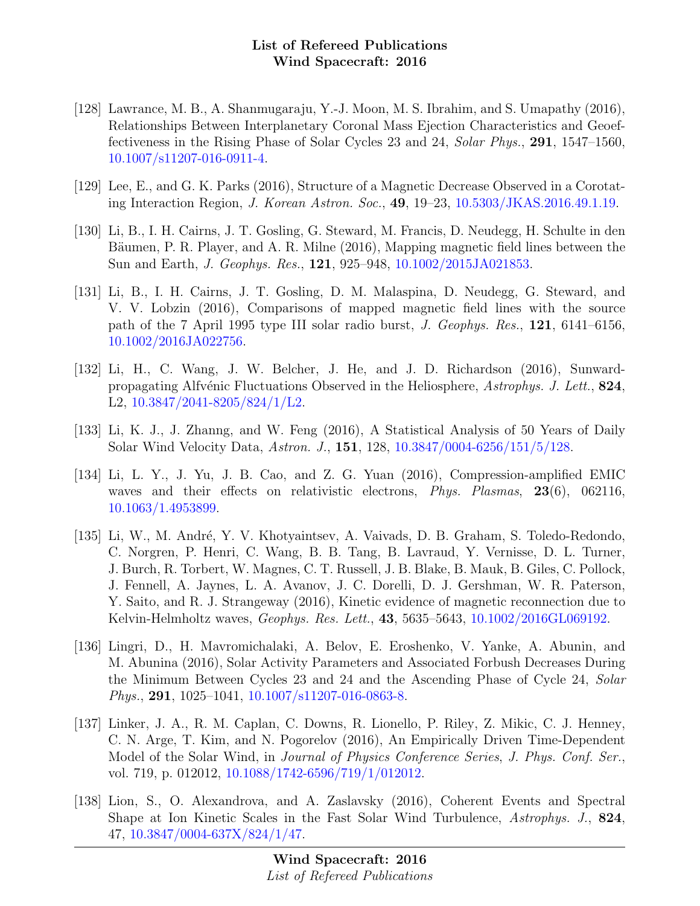[128] Lawrance, M. B., A. Shanmugaraju, Y.-J. Moon, M. S. Ibrahim, and S. Umapathy (2016), Relationships Between Interplanetary Coronal Mass Ejection Characteristics and Geoeffectiveness in the Rising Phase of Solar Cycles 23 and 24, *Solar Phys.*, **291**, 1547–1560, 10.1007/s11207-016-0911-4.

[129] Lee, E., and G. K. Parks (2016), Structure of a Magnetic Decrease Observed in a Corotating Interaction Region, *J. Korean Astron. Soc.*, **49**, 19–23, 10.5303/JKAS.2016.49.1.19.

[130] Li, B., I. H. Cairns, J. T. Gosling, G. Steward, M. Francis, D. Neudegg, H. Schulte in den Bäumen, P. R. Player, and A. R. Milne (2016), Mapping magnetic field lines between the Sun and Earth, *J. Geophys. Res.*, **121**, 925–948, 10.1002/2015JA021853.

[131] Li, B., I. H. Cairns, J. T. Gosling, D. M. Malaspina, D. Neudegg, G. Steward, and V. V. Lobzin (2016), Comparisons of mapped magnetic field lines with the source path of the 7 April 1995 type III solar radio burst, *J. Geophys. Res.*, **121**, 6141–6156, 10.1002/2016JA022756.

[132] Li, H., C. Wang, J. W. Belcher, J. He, and J. D. Richardson (2016), Sunward-propagating Alfvénic Fluctuations Observed in the Heliosphere, *Astrophys. J. Lett.*, **824**, L2, 10.3847/2041-8205/824/1/L2.

[133] Li, K. J., J. Zhanng, and W. Feng (2016), A Statistical Analysis of 50 Years of Daily Solar Wind Velocity Data, *Astron. J.*, **151**, 128, 10.3847/0004-6256/151/5/128.

[134] Li, L. Y., J. Yu, J. B. Cao, and Z. G. Yuan (2016), Compression-amplified EMIC waves and their effects on relativistic electrons, *Phys. Plasmas*, **23**(6), 062116, 10.1063/1.4953899.

[135] Li, W., M. André, Y. V. Khotyaintsev, A. Vaivads, D. B. Graham, S. Toledo-Redondo, C. Norgren, P. Henri, C. Wang, B. B. Tang, B. Lavraud, Y. Vernisse, D. L. Turner, J. Burch, R. Torbert, W. Magnes, C. T. Russell, J. B. Blake, B. Mauk, B. Giles, C. Pollock, J. Fennell, A. Jaynes, L. A. Avanov, J. C. Dorelli, D. J. Gershman, W. R. Paterson, Y. Saito, and R. J. Strangeway (2016), Kinetic evidence of magnetic reconnection due to Kelvin-Helmholtz waves, *Geophys. Res. Lett.*, **43**, 5635–5643, 10.1002/2016GL069192.

[136] Lingri, D., H. Mavromichalaki, A. Belov, E. Eroshenko, V. Yanke, A. Abunin, and M. Abunina (2016), Solar Activity Parameters and Associated Forbush Decreases During the Minimum Between Cycles 23 and 24 and the Ascending Phase of Cycle 24, *Solar Phys.*, **291**, 1025–1041, 10.1007/s11207-016-0863-8.

[137] Linker, J. A., R. M. Caplan, C. Downs, R. Lionello, P. Riley, Z. Mikic, C. J. Henney, C. N. Arge, T. Kim, and N. Pogorelov (2016), An Empirically Driven Time-Dependent Model of the Solar Wind, in *Journal of Physics Conference Series*, *J. Phys. Conf. Ser.*, vol. 719, p. 012012, 10.1088/1742-6596/719/1/012012.

[138] Lion, S., O. Alexandrova, and A. Zaslavsky (2016), Coherent Events and Spectral Shape at Ion Kinetic Scales in the Fast Solar Wind Turbulence, *Astrophys. J.*, **824**, 47, 10.3847/0004-637X/824/1/47.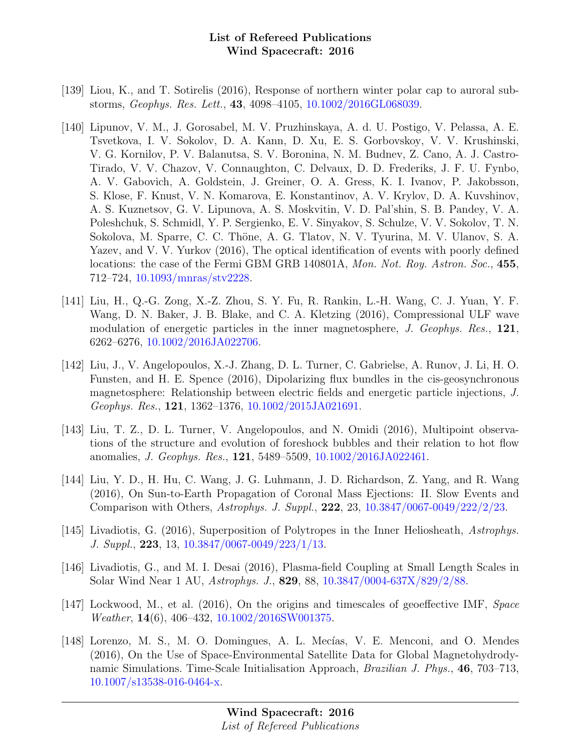[139] Liou, K., and T. Sotirelis (2016), Response of northern winter polar cap to auroral substorms, *Geophys. Res. Lett.*, **43**, 4098–4105, 10.1002/2016GL068039.

[140] Lipunov, V. M., J. Gorosabel, M. V. Pruzhinskaya, A. d. U. Postigo, V. Pelassa, A. E. Tsvetkova, I. V. Sokolov, D. A. Kann, D. Xu, E. S. Gorbovskoy, V. V. Krushinski, V. G. Kornilov, P. V. Balanutsa, S. V. Boronina, N. M. Budnev, Z. Cano, A. J. Castro-Tirado, V. V. Chazov, V. Connaughton, C. Delvaux, D. D. Frederiks, J. F. U. Fynbo, A. V. Gabovich, A. Goldstein, J. Greiner, O. A. Gress, K. I. Ivanov, P. Jakobsson, S. Klose, F. Knust, V. N. Komarova, E. Konstantinov, A. V. Krylov, D. A. Kuvshinov, A. S. Kuznetsov, G. V. Lipunova, A. S. Moskvitin, V. D. Pal'shin, S. B. Pandey, V. A. Poleshchuk, S. Schmidl, Y. P. Sergienko, E. V. Sinyakov, S. Schulze, V. V. Sokolov, T. N. Sokolova, M. Sparre, C. C. Thöne, A. G. Tlatov, N. V. Tyurina, M. V. Ulanov, S. A. Yazev, and V. V. Yurkov (2016), The optical identification of events with poorly defined locations: the case of the Fermi GBM GRB 140801A, *Mon. Not. Roy. Astron. Soc.*, **455**, 712–724, 10.1093/mnras/stv2228.

[141] Liu, H., Q.-G. Zong, X.-Z. Zhou, S. Y. Fu, R. Rankin, L.-H. Wang, C. J. Yuan, Y. F. Wang, D. N. Baker, J. B. Blake, and C. A. Kletzing (2016), Compressional ULF wave modulation of energetic particles in the inner magnetosphere, *J. Geophys. Res.*, **121**, 6262–6276, 10.1002/2016JA022706.

[142] Liu, J., V. Angelopoulos, X.-J. Zhang, D. L. Turner, C. Gabrielse, A. Runov, J. Li, H. O. Funsten, and H. E. Spence (2016), Dipolarizing flux bundles in the cis-geosynchronous magnetosphere: Relationship between electric fields and energetic particle injections, *J. Geophys. Res.*, **121**, 1362–1376, 10.1002/2015JA021691.

[143] Liu, T. Z., D. L. Turner, V. Angelopoulos, and N. Omidi (2016), Multipoint observations of the structure and evolution of foreshock bubbles and their relation to hot flow anomalies, *J. Geophys. Res.*, **121**, 5489–5509, 10.1002/2016JA022461.

[144] Liu, Y. D., H. Hu, C. Wang, J. G. Luhmann, J. D. Richardson, Z. Yang, and R. Wang (2016), On Sun-to-Earth Propagation of Coronal Mass Ejections: II. Slow Events and Comparison with Others, *Astrophys. J. Suppl.*, **222**, 23, 10.3847/0067-0049/222/2/23.

[145] Livadiotis, G. (2016), Superposition of Polytropes in the Inner Heliosheath, *Astrophys. J. Suppl.*, **223**, 13, 10.3847/0067-0049/223/1/13.

[146] Livadiotis, G., and M. I. Desai (2016), Plasma-field Coupling at Small Length Scales in Solar Wind Near 1 AU, *Astrophys. J.*, **829**, 88, 10.3847/0004-637X/829/2/88.

[147] Lockwood, M., et al. (2016), On the origins and timescales of geoeffective IMF, *Space Weather*, **14**(6), 406–432, 10.1002/2016SW001375.

[148] Lorenzo, M. S., M. O. Domingues, A. L. Mecías, V. E. Menconi, and O. Mendes (2016), On the Use of Space-Environmental Satellite Data for Global Magnetohydrodynamic Simulations. Time-Scale Initialisation Approach, *Brazilian J. Phys.*, **46**, 703–713, 10.1007/s13538-016-0464-x.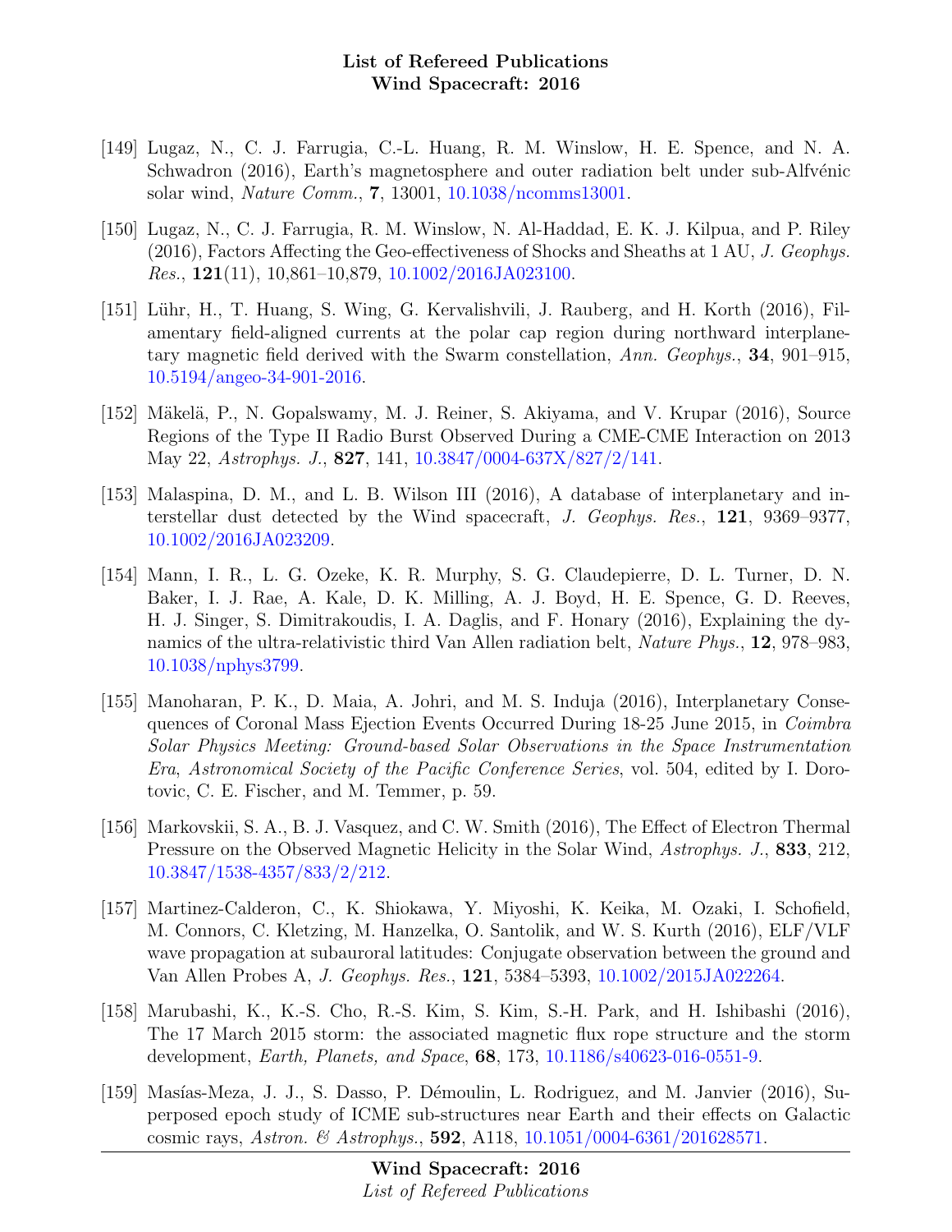[149] Lugaz, N., C. J. Farrugia, C.-L. Huang, R. M. Winslow, H. E. Spence, and N. A. Schwadron (2016), Earth's magnetosphere and outer radiation belt under sub-Alfvénic solar wind, *Nature Comm.*, **7**, 13001, 10.1038/ncomms13001.

[150] Lugaz, N., C. J. Farrugia, R. M. Winslow, N. Al-Haddad, E. K. J. Kilpua, and P. Riley (2016), Factors Affecting the Geo-effectiveness of Shocks and Sheaths at 1 AU, *J. Geophys. Res.*, **121**(11), 10,861–10,879, 10.1002/2016JA023100.

[151] Lühr, H., T. Huang, S. Wing, G. Kervalishvili, J. Rauberg, and H. Korth (2016), Filamentary field-aligned currents at the polar cap region during northward interplanetary magnetic field derived with the Swarm constellation, *Ann. Geophys.*, **34**, 901–915, 10.5194/angeo-34-901-2016.

[152] Mäkelä, P., N. Gopalswamy, M. J. Reiner, S. Akiyama, and V. Krupar (2016), Source Regions of the Type II Radio Burst Observed During a CME-CME Interaction on 2013 May 22, *Astrophys. J.*, **827**, 141, 10.3847/0004-637X/827/2/141.

[153] Malaspina, D. M., and L. B. Wilson III (2016), A database of interplanetary and interstellar dust detected by the Wind spacecraft, *J. Geophys. Res.*, **121**, 9369–9377, 10.1002/2016JA023209.

[154] Mann, I. R., L. G. Ozeke, K. R. Murphy, S. G. Claudepierre, D. L. Turner, D. N. Baker, I. J. Rae, A. Kale, D. K. Milling, A. J. Boyd, H. E. Spence, G. D. Reeves, H. J. Singer, S. Dimitrakoudis, I. A. Daglis, and F. Honary (2016), Explaining the dynamics of the ultra-relativistic third Van Allen radiation belt, *Nature Phys.*, **12**, 978–983, 10.1038/nphys3799.

[155] Manoharan, P. K., D. Maia, A. Johri, and M. S. Induja (2016), Interplanetary Consequences of Coronal Mass Ejection Events Occurred During 18-25 June 2015, in *Coimbra Solar Physics Meeting: Ground-based Solar Observations in the Space Instrumentation Era*, *Astronomical Society of the Pacific Conference Series*, vol. 504, edited by I. Dorotovic, C. E. Fischer, and M. Temmer, p. 59.

[156] Markovskii, S. A., B. J. Vasquez, and C. W. Smith (2016), The Effect of Electron Thermal Pressure on the Observed Magnetic Helicity in the Solar Wind, *Astrophys. J.*, **833**, 212, 10.3847/1538-4357/833/2/212.

[157] Martinez-Calderon, C., K. Shiokawa, Y. Miyoshi, K. Keika, M. Ozaki, I. Schofield, M. Connors, C. Kletzing, M. Hanzelka, O. Santolik, and W. S. Kurth (2016), ELF/VLF wave propagation at subauroral latitudes: Conjugate observation between the ground and Van Allen Probes A, *J. Geophys. Res.*, **121**, 5384–5393, 10.1002/2015JA022264.

[158] Marubashi, K., K.-S. Cho, R.-S. Kim, S. Kim, S.-H. Park, and H. Ishibashi (2016), The 17 March 2015 storm: the associated magnetic flux rope structure and the storm development, *Earth, Planets, and Space*, **68**, 173, 10.1186/s40623-016-0551-9.

[159] Masías-Meza, J. J., S. Dasso, P. Démoulin, L. Rodriguez, and M. Janvier (2016), Superposed epoch study of ICME sub-structures near Earth and their effects on Galactic cosmic rays, *Astron. & Astrophys.*, **592**, A118, 10.1051/0004-6361/201628571.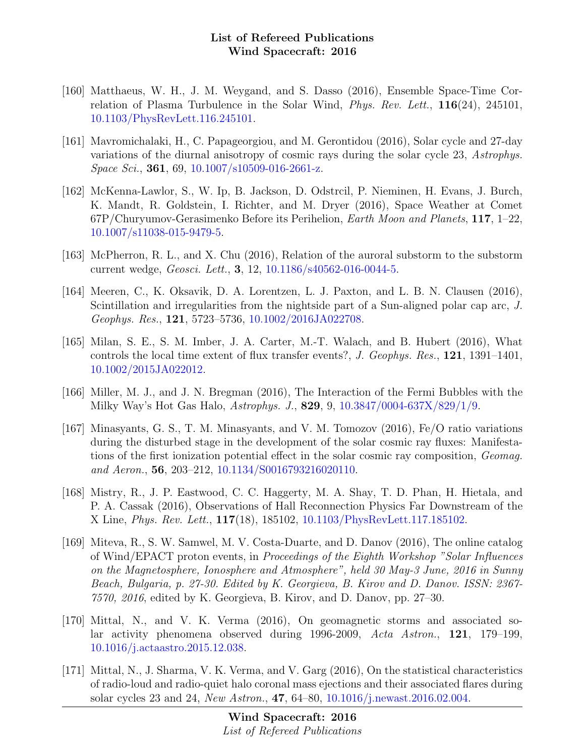[160] Matthaeus, W. H., J. M. Weygand, and S. Dasso (2016), Ensemble Space-Time Correlation of Plasma Turbulence in the Solar Wind, *Phys. Rev. Lett.*, **116**(24), 245101, 10.1103/PhysRevLett.116.245101.

[161] Mavromichalaki, H., C. Papageorgiou, and M. Gerontidou (2016), Solar cycle and 27-day variations of the diurnal anisotropy of cosmic rays during the solar cycle 23, *Astrophys. Space Sci.*, **361**, 69, 10.1007/s10509-016-2661-z.

[162] McKenna-Lawlor, S., W. Ip, B. Jackson, D. Odstrcil, P. Nieminen, H. Evans, J. Burch, K. Mandt, R. Goldstein, I. Richter, and M. Dryer (2016), Space Weather at Comet 67P/Churyumov-Gerasimenko Before its Perihelion, *Earth Moon and Planets*, **117**, 1–22, 10.1007/s11038-015-9479-5.

[163] McPherron, R. L., and X. Chu (2016), Relation of the auroral substorm to the substorm current wedge, *Geosci. Lett.*, **3**, 12, 10.1186/s40562-016-0044-5.

[164] Meeren, C., K. Oksavik, D. A. Lorentzen, L. J. Paxton, and L. B. N. Clausen (2016), Scintillation and irregularities from the nightside part of a Sun-aligned polar cap arc, *J. Geophys. Res.*, **121**, 5723–5736, 10.1002/2016JA022708.

[165] Milan, S. E., S. M. Imber, J. A. Carter, M.-T. Walach, and B. Hubert (2016), What controls the local time extent of flux transfer events?, *J. Geophys. Res.*, **121**, 1391–1401, 10.1002/2015JA022012.

[166] Miller, M. J., and J. N. Bregman (2016), The Interaction of the Fermi Bubbles with the Milky Way's Hot Gas Halo, *Astrophys. J.*, **829**, 9, 10.3847/0004-637X/829/1/9.

[167] Minasyants, G. S., T. M. Minasyants, and V. M. Tomozov (2016), Fe/O ratio variations during the disturbed stage in the development of the solar cosmic ray fluxes: Manifestations of the first ionization potential effect in the solar cosmic ray composition, *Geomag. and Aeron.*, **56**, 203–212, 10.1134/S0016793216020110.

[168] Mistry, R., J. P. Eastwood, C. C. Haggerty, M. A. Shay, T. D. Phan, H. Hietala, and P. A. Cassak (2016), Observations of Hall Reconnection Physics Far Downstream of the X Line, *Phys. Rev. Lett.*, **117**(18), 185102, 10.1103/PhysRevLett.117.185102.

[169] Miteva, R., S. W. Samwel, M. V. Costa-Duarte, and D. Danov (2016), The online catalog of Wind/EPACT proton events, in *Proceedings of the Eighth Workshop "Solar Influences on the Magnetosphere, Ionosphere and Atmosphere", held 30 May-3 June, 2016 in Sunny Beach, Bulgaria, p. 27-30. Edited by K. Georgieva, B. Kirov and D. Danov. ISSN: 2367-7570, 2016*, edited by K. Georgieva, B. Kirov, and D. Danov, pp. 27–30.

[170] Mittal, N., and V. K. Verma (2016), On geomagnetic storms and associated solar activity phenomena observed during 1996-2009, *Acta Astron.*, **121**, 179–199, 10.1016/j.actaastro.2015.12.038.

[171] Mittal, N., J. Sharma, V. K. Verma, and V. Garg (2016), On the statistical characteristics of radio-loud and radio-quiet halo coronal mass ejections and their associated flares during solar cycles 23 and 24, *New Astron.*, **47**, 64–80, 10.1016/j.newast.2016.02.004.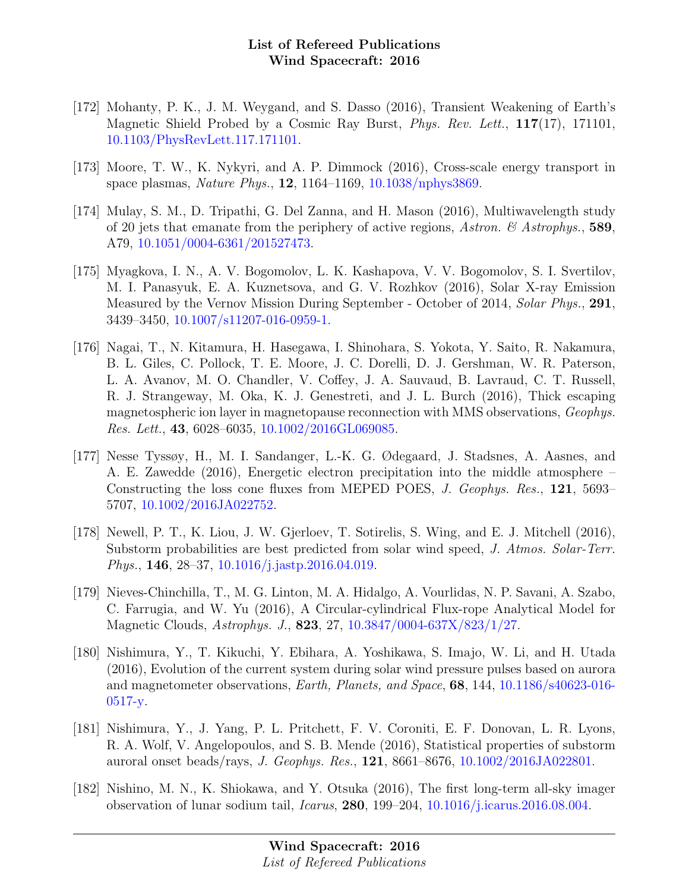[172] Mohanty, P. K., J. M. Weygand, and S. Dasso (2016), Transient Weakening of Earth's Magnetic Shield Probed by a Cosmic Ray Burst, *Phys. Rev. Lett.*, **117**(17), 171101, 10.1103/PhysRevLett.117.171101.

[173] Moore, T. W., K. Nykyri, and A. P. Dimmock (2016), Cross-scale energy transport in space plasmas, *Nature Phys.*, **12**, 1164–1169, 10.1038/nphys3869.

[174] Mulay, S. M., D. Tripathi, G. Del Zanna, and H. Mason (2016), Multiwavelength study of 20 jets that emanate from the periphery of active regions, *Astron. & Astrophys.*, **589**, A79, 10.1051/0004-6361/201527473.

[175] Myagkova, I. N., A. V. Bogomolov, L. K. Kashapova, V. V. Bogomolov, S. I. Svertilov, M. I. Panasyuk, E. A. Kuznetsova, and G. V. Rozhkov (2016), Solar X-ray Emission Measured by the Vernov Mission During September - October of 2014, *Solar Phys.*, **291**, 3439–3450, 10.1007/s11207-016-0959-1.

[176] Nagai, T., N. Kitamura, H. Hasegawa, I. Shinohara, S. Yokota, Y. Saito, R. Nakamura, B. L. Giles, C. Pollock, T. E. Moore, J. C. Dorelli, D. J. Gershman, W. R. Paterson, L. A. Avanov, M. O. Chandler, V. Coffey, J. A. Sauvaud, B. Lavraud, C. T. Russell, R. J. Strangeway, M. Oka, K. J. Genestreti, and J. L. Burch (2016), Thick escaping magnetospheric ion layer in magnetopause reconnection with MMS observations, *Geophys. Res. Lett.*, **43**, 6028–6035, 10.1002/2016GL069085.

[177] Nesse Tyssøy, H., M. I. Sandanger, L.-K. G. Ødegaard, J. Stadsnes, A. Aasnes, and A. E. Zawedde (2016), Energetic electron precipitation into the middle atmosphere – Constructing the loss cone fluxes from MEPED POES, *J. Geophys. Res.*, **121**, 5693–5707, 10.1002/2016JA022752.

[178] Newell, P. T., K. Liou, J. W. Gjerloev, T. Sotirelis, S. Wing, and E. J. Mitchell (2016), Substorm probabilities are best predicted from solar wind speed, *J. Atmos. Solar-Terr. Phys.*, **146**, 28–37, 10.1016/j.jastp.2016.04.019.

[179] Nieves-Chinchilla, T., M. G. Linton, M. A. Hidalgo, A. Vourlidas, N. P. Savani, A. Szabo, C. Farrugia, and W. Yu (2016), A Circular-cylindrical Flux-rope Analytical Model for Magnetic Clouds, *Astrophys. J.*, **823**, 27, 10.3847/0004-637X/823/1/27.

[180] Nishimura, Y., T. Kikuchi, Y. Ebihara, A. Yoshikawa, S. Imajo, W. Li, and H. Utada (2016), Evolution of the current system during solar wind pressure pulses based on aurora and magnetometer observations, *Earth, Planets, and Space*, **68**, 144, 10.1186/s40623-016-0517-y.

[181] Nishimura, Y., J. Yang, P. L. Pritchett, F. V. Coroniti, E. F. Donovan, L. R. Lyons, R. A. Wolf, V. Angelopoulos, and S. B. Mende (2016), Statistical properties of substorm auroral onset beads/rays, *J. Geophys. Res.*, **121**, 8661–8676, 10.1002/2016JA022801.

[182] Nishino, M. N., K. Shiokawa, and Y. Otsuka (2016), The first long-term all-sky imager observation of lunar sodium tail, *Icarus*, **280**, 199–204, 10.1016/j.icarus.2016.08.004.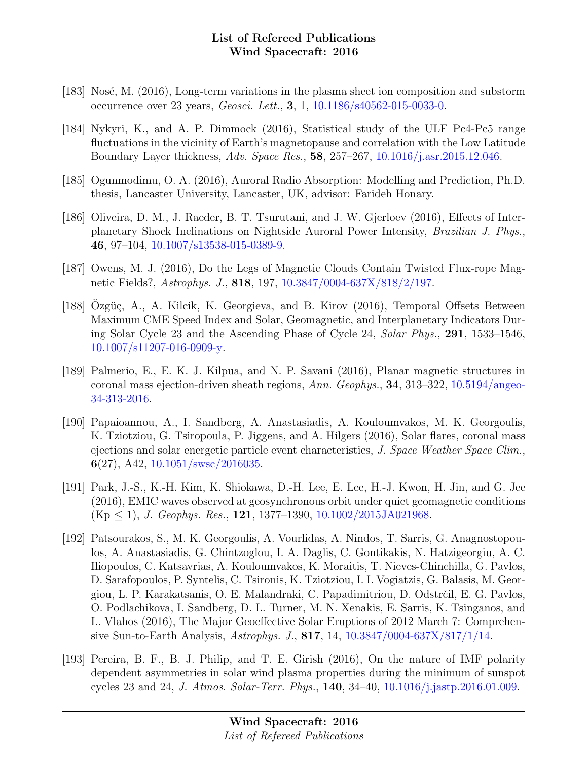[183] Nosé, M. (2016), Long-term variations in the plasma sheet ion composition and substorm occurrence over 23 years, *Geosci. Lett.*, **3**, 1, 10.1186/s40562-015-0033-0.

[184] Nykyri, K., and A. P. Dimmock (2016), Statistical study of the ULF Pc4-Pc5 range fluctuations in the vicinity of Earth's magnetopause and correlation with the Low Latitude Boundary Layer thickness, *Adv. Space Res.*, **58**, 257–267, 10.1016/j.asr.2015.12.046.

[185] Ogunmodimu, O. A. (2016), Auroral Radio Absorption: Modelling and Prediction, Ph.D. thesis, Lancaster University, Lancaster, UK, advisor: Farideh Honary.

[186] Oliveira, D. M., J. Raeder, B. T. Tsurutani, and J. W. Gjerloev (2016), Effects of Interplanetary Shock Inclinations on Nightside Auroral Power Intensity, *Brazilian J. Phys.*, **46**, 97–104, 10.1007/s13538-015-0389-9.

[187] Owens, M. J. (2016), Do the Legs of Magnetic Clouds Contain Twisted Flux-rope Magnetic Fields?, *Astrophys. J.*, **818**, 197, 10.3847/0004-637X/818/2/197.

[188] Özgüç, A., A. Kilcik, K. Georgieva, and B. Kirov (2016), Temporal Offsets Between Maximum CME Speed Index and Solar, Geomagnetic, and Interplanetary Indicators During Solar Cycle 23 and the Ascending Phase of Cycle 24, *Solar Phys.*, **291**, 1533–1546, 10.1007/s11207-016-0909-y.

[189] Palmerio, E., E. K. J. Kilpua, and N. P. Savani (2016), Planar magnetic structures in coronal mass ejection-driven sheath regions, *Ann. Geophys.*, **34**, 313–322, 10.5194/angeo-34-313-2016.

[190] Papaioannou, A., I. Sandberg, A. Anastasiadis, A. Kouloumvakos, M. K. Georgoulis, K. Tziotziou, G. Tsiropoula, P. Jiggens, and A. Hilgers (2016), Solar flares, coronal mass ejections and solar energetic particle event characteristics, *J. Space Weather Space Clim.*, **6**(27), A42, 10.1051/swsc/2016035.

[191] Park, J.-S., K.-H. Kim, K. Shiokawa, D.-H. Lee, E. Lee, H.-J. Kwon, H. Jin, and G. Jee (2016), EMIC waves observed at geosynchronous orbit under quiet geomagnetic conditions (Kp $\leq$ 1), *J. Geophys. Res.*, **121**, 1377–1390, 10.1002/2015JA021968.

[192] Patsourakos, S., M. K. Georgoulis, A. Vourlidas, A. Nindos, T. Sarris, G. Anagnostopoulos, A. Anastasiadis, G. Chintzoglou, I. A. Daglis, C. Gontikakis, N. Hatzigeorgiu, A. C. Iliopoulos, C. Katsavrias, A. Kouloumvakos, K. Moraitis, T. Nieves-Chinchilla, G. Pavlos, D. Sarafopoulos, P. Syntelis, C. Tsironis, K. Tziotziou, I. I. Vogiatzis, G. Balasis, M. Georgiou, L. P. Karakatsanis, O. E. Malandraki, C. Papadimitriou, D. Odstrčil, E. G. Pavlos, O. Podlachikova, I. Sandberg, D. L. Turner, M. N. Xenakis, E. Sarris, K. Tsinganos, and L. Vlahos (2016), The Major Geoeffective Solar Eruptions of 2012 March 7: Comprehensive Sun-to-Earth Analysis, *Astrophys. J.*, **817**, 14, 10.3847/0004-637X/817/1/14.

[193] Pereira, B. F., B. J. Philip, and T. E. Girish (2016), On the nature of IMF polarity dependent asymmetries in solar wind plasma properties during the minimum of sunspot cycles 23 and 24, *J. Atmos. Solar-Terr. Phys.*, **140**, 34–40, 10.1016/j.jastp.2016.01.009.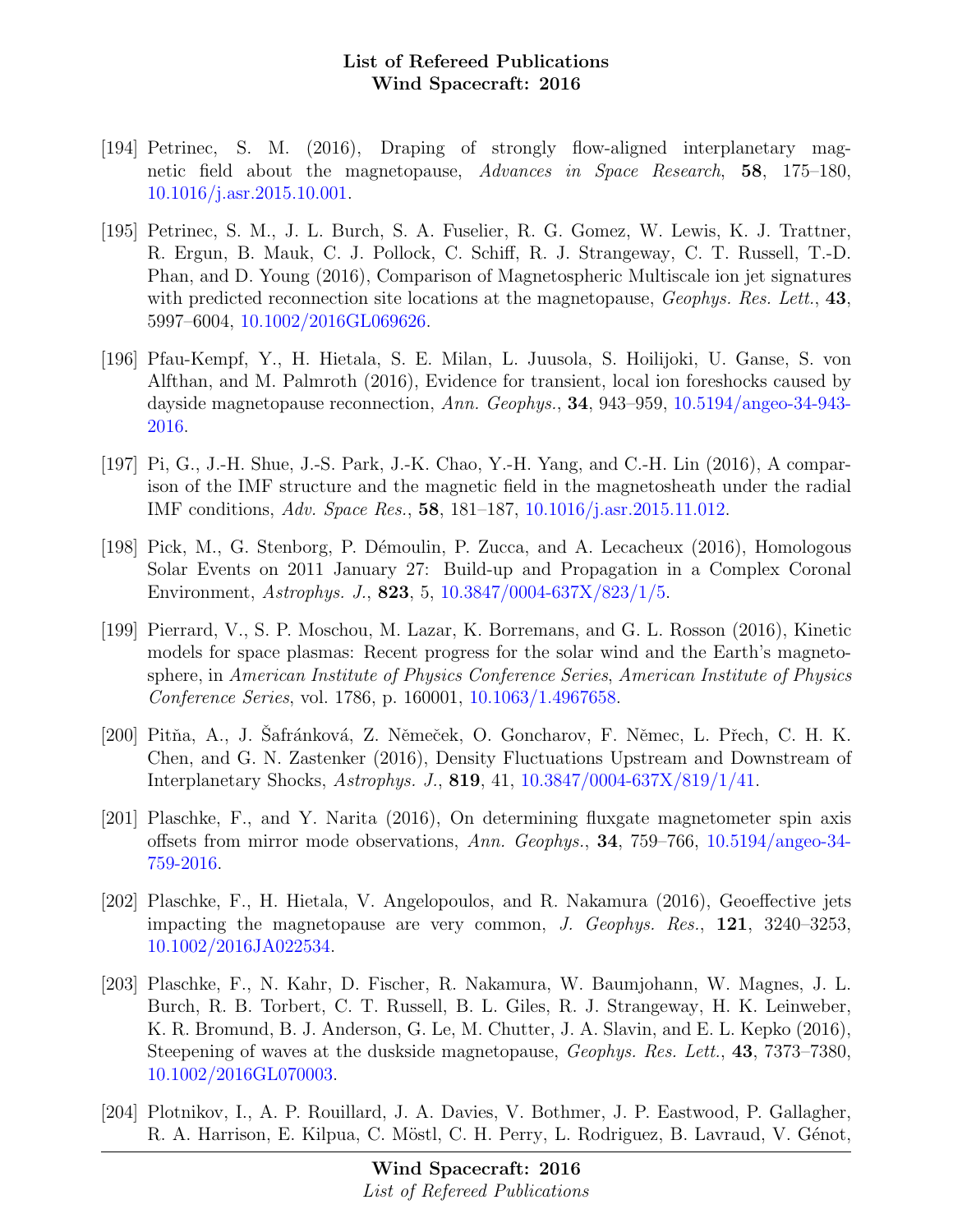[194] Petrinec, S. M. (2016), Draping of strongly flow-aligned interplanetary magnetic field about the magnetopause, *Advances in Space Research*, **58**, 175–180, 10.1016/j.asr.2015.10.001.

[195] Petrinec, S. M., J. L. Burch, S. A. Fuselier, R. G. Gomez, W. Lewis, K. J. Trattner, R. Ergun, B. Mauk, C. J. Pollock, C. Schiff, R. J. Strangeway, C. T. Russell, T.-D. Phan, and D. Young (2016), Comparison of Magnetospheric Multiscale ion jet signatures with predicted reconnection site locations at the magnetopause, *Geophys. Res. Lett.*, **43**, 5997–6004, 10.1002/2016GL069626.

[196] Pfau-Kempf, Y., H. Hietala, S. E. Milan, L. Juusola, S. Hoilijoki, U. Ganse, S. von Alfthan, and M. Palmroth (2016), Evidence for transient, local ion foreshocks caused by dayside magnetopause reconnection, *Ann. Geophys.*, **34**, 943–959, 10.5194/angeo-34-943-2016.

[197] Pi, G., J.-H. Shue, J.-S. Park, J.-K. Chao, Y.-H. Yang, and C.-H. Lin (2016), A comparison of the IMF structure and the magnetic field in the magnetosheath under the radial IMF conditions, *Adv. Space Res.*, **58**, 181–187, 10.1016/j.asr.2015.11.012.

[198] Pick, M., G. Stenborg, P. Démoulin, P. Zucca, and A. Lecacheux (2016), Homologous Solar Events on 2011 January 27: Build-up and Propagation in a Complex Coronal Environment, *Astrophys. J.*, **823**, 5, 10.3847/0004-637X/823/1/5.

[199] Pierrard, V., S. P. Moschou, M. Lazar, K. Borremans, and G. L. Rosson (2016), Kinetic models for space plasmas: Recent progress for the solar wind and the Earth's magnetosphere, in *American Institute of Physics Conference Series*, *American Institute of Physics Conference Series*, vol. 1786, p. 160001, 10.1063/1.4967658.

[200] Pitňa, A., J. Šafránková, Z. Němeček, O. Goncharov, F. Němec, L. Přech, C. H. K. Chen, and G. N. Zastenker (2016), Density Fluctuations Upstream and Downstream of Interplanetary Shocks, *Astrophys. J.*, **819**, 41, 10.3847/0004-637X/819/1/41.

[201] Plaschke, F., and Y. Narita (2016), On determining fluxgate magnetometer spin axis offsets from mirror mode observations, *Ann. Geophys.*, **34**, 759–766, 10.5194/angeo-34-759-2016.

[202] Plaschke, F., H. Hietala, V. Angelopoulos, and R. Nakamura (2016), Geoeffective jets impacting the magnetopause are very common, *J. Geophys. Res.*, **121**, 3240–3253, 10.1002/2016JA022534.

[203] Plaschke, F., N. Kahr, D. Fischer, R. Nakamura, W. Baumjohann, W. Magnes, J. L. Burch, R. B. Torbert, C. T. Russell, B. L. Giles, R. J. Strangeway, H. K. Leinweber, K. R. Bromund, B. J. Anderson, G. Le, M. Chutter, J. A. Slavin, and E. L. Kepko (2016), Steepening of waves at the duskside magnetopause, *Geophys. Res. Lett.*, **43**, 7373–7380, 10.1002/2016GL070003.

[204] Plotnikov, I., A. P. Rouillard, J. A. Davies, V. Bothmer, J. P. Eastwood, P. Gallagher, R. A. Harrison, E. Kilpua, C. Möstl, C. H. Perry, L. Rodriguez, B. Lavraud, V. Génot,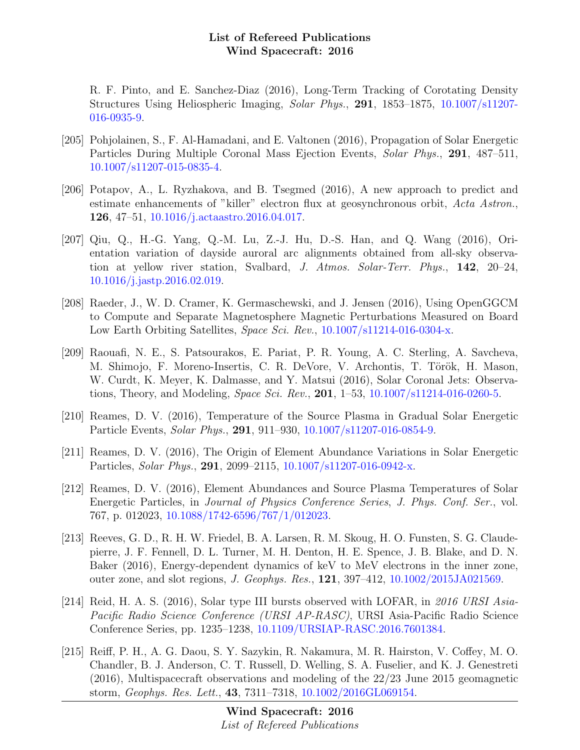R. F. Pinto, and E. Sanchez-Diaz (2016), Long-Term Tracking of Corotating Density Structures Using Heliospheric Imaging, *Solar Phys.*, **291**, 1853–1875, 10.1007/s11207-016-0935-9.

[205] Pohjolainen, S., F. Al-Hamadani, and E. Valtonen (2016), Propagation of Solar Energetic Particles During Multiple Coronal Mass Ejection Events, *Solar Phys.*, **291**, 487–511, 10.1007/s11207-015-0835-4.

[206] Potapov, A., L. Ryzhakova, and B. Tsegmed (2016), A new approach to predict and estimate enhancements of "killer" electron flux at geosynchronous orbit, *Acta Astron.*, **126**, 47–51, 10.1016/j.actaastro.2016.04.017.

[207] Qiu, Q., H.-G. Yang, Q.-M. Lu, Z.-J. Hu, D.-S. Han, and Q. Wang (2016), Orientation variation of dayside auroral arc alignments obtained from all-sky observation at yellow river station, Svalbard, *J. Atmos. Solar-Terr. Phys.*, **142**, 20–24, 10.1016/j.jastp.2016.02.019.

[208] Raeder, J., W. D. Cramer, K. Germaschewski, and J. Jensen (2016), Using OpenGGCM to Compute and Separate Magnetosphere Magnetic Perturbations Measured on Board Low Earth Orbiting Satellites, *Space Sci. Rev.*, 10.1007/s11214-016-0304-x.

[209] Raouafi, N. E., S. Patsourakos, E. Pariat, P. R. Young, A. C. Sterling, A. Savcheva, M. Shimojo, F. Moreno-Insertis, C. R. DeVore, V. Archontis, T. Török, H. Mason, W. Curdt, K. Meyer, K. Dalmasse, and Y. Matsui (2016), Solar Coronal Jets: Observations, Theory, and Modeling, *Space Sci. Rev.*, **201**, 1–53, 10.1007/s11214-016-0260-5.

[210] Reames, D. V. (2016), Temperature of the Source Plasma in Gradual Solar Energetic Particle Events, *Solar Phys.*, **291**, 911–930, 10.1007/s11207-016-0854-9.

[211] Reames, D. V. (2016), The Origin of Element Abundance Variations in Solar Energetic Particles, *Solar Phys.*, **291**, 2099–2115, 10.1007/s11207-016-0942-x.

[212] Reames, D. V. (2016), Element Abundances and Source Plasma Temperatures of Solar Energetic Particles, in *Journal of Physics Conference Series*, *J. Phys. Conf. Ser.*, vol. 767, p. 012023, 10.1088/1742-6596/767/1/012023.

[213] Reeves, G. D., R. H. W. Friedel, B. A. Larsen, R. M. Skoug, H. O. Funsten, S. G. Claudepierre, J. F. Fennell, D. L. Turner, M. H. Denton, H. E. Spence, J. B. Blake, and D. N. Baker (2016), Energy-dependent dynamics of keV to MeV electrons in the inner zone, outer zone, and slot regions, *J. Geophys. Res.*, **121**, 397–412, 10.1002/2015JA021569.

[214] Reid, H. A. S. (2016), Solar type III bursts observed with LOFAR, in *2016 URSI Asia-Pacific Radio Science Conference (URSI AP-RASC)*, URSI Asia-Pacific Radio Science Conference Series, pp. 1235–1238, 10.1109/URSIAP-RASC.2016.7601384.

[215] Reiff, P. H., A. G. Daou, S. Y. Sazykin, R. Nakamura, M. R. Hairston, V. Coffey, M. O. Chandler, B. J. Anderson, C. T. Russell, D. Welling, S. A. Fuselier, and K. J. Genestreti (2016), Multispacecraft observations and modeling of the 22/23 June 2015 geomagnetic storm, *Geophys. Res. Lett.*, **43**, 7311–7318, 10.1002/2016GL069154.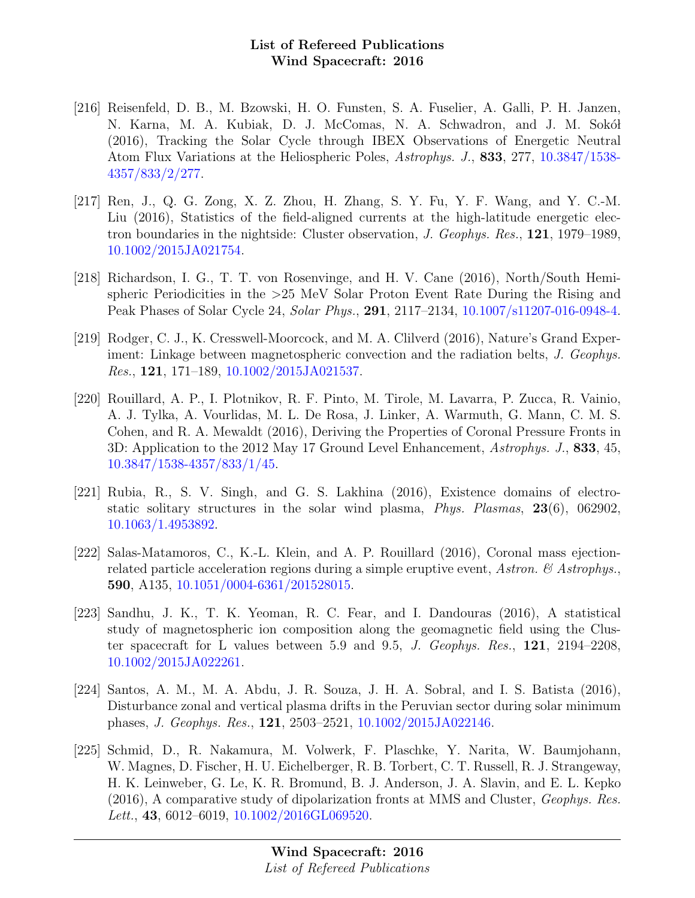[216] Reisenfeld, D. B., M. Bzowski, H. O. Funsten, S. A. Fuselier, A. Galli, P. H. Janzen, N. Karna, M. A. Kubiak, D. J. McComas, N. A. Schwadron, and J. M. Sokół (2016), Tracking the Solar Cycle through IBEX Observations of Energetic Neutral Atom Flux Variations at the Heliospheric Poles, *Astrophys. J.*, **833**, 277, 10.3847/1538-4357/833/2/277.

[217] Ren, J., Q. G. Zong, X. Z. Zhou, H. Zhang, S. Y. Fu, Y. F. Wang, and Y. C.-M. Liu (2016), Statistics of the field-aligned currents at the high-latitude energetic electron boundaries in the nightside: Cluster observation, *J. Geophys. Res.*, **121**, 1979–1989, 10.1002/2015JA021754.

[218] Richardson, I. G., T. T. von Rosenvinge, and H. V. Cane (2016), North/South Hemispheric Periodicities in the >25 MeV Solar Proton Event Rate During the Rising and Peak Phases of Solar Cycle 24, *Solar Phys.*, **291**, 2117–2134, 10.1007/s11207-016-0948-4.

[219] Rodger, C. J., K. Cresswell-Moorcock, and M. A. Clilverd (2016), Nature's Grand Experiment: Linkage between magnetospheric convection and the radiation belts, *J. Geophys. Res.*, **121**, 171–189, 10.1002/2015JA021537.

[220] Rouillard, A. P., I. Plotnikov, R. F. Pinto, M. Tirole, M. Lavarra, P. Zucca, R. Vainio, A. J. Tylka, A. Vourlidas, M. L. De Rosa, J. Linker, A. Warmuth, G. Mann, C. M. S. Cohen, and R. A. Mewaldt (2016), Deriving the Properties of Coronal Pressure Fronts in 3D: Application to the 2012 May 17 Ground Level Enhancement, *Astrophys. J.*, **833**, 45, 10.3847/1538-4357/833/1/45.

[221] Rubia, R., S. V. Singh, and G. S. Lakhina (2016), Existence domains of electrostatic solitary structures in the solar wind plasma, *Phys. Plasmas*, **23**(6), 062902, 10.1063/1.4953892.

[222] Salas-Matamoros, C., K.-L. Klein, and A. P. Rouillard (2016), Coronal mass ejection-related particle acceleration regions during a simple eruptive event, *Astron. & Astrophys.*, **590**, A135, 10.1051/0004-6361/201528015.

[223] Sandhu, J. K., T. K. Yeoman, R. C. Fear, and I. Dandouras (2016), A statistical study of magnetospheric ion composition along the geomagnetic field using the Cluster spacecraft for L values between 5.9 and 9.5, *J. Geophys. Res.*, **121**, 2194–2208, 10.1002/2015JA022261.

[224] Santos, A. M., M. A. Abdu, J. R. Souza, J. H. A. Sobral, and I. S. Batista (2016), Disturbance zonal and vertical plasma drifts in the Peruvian sector during solar minimum phases, *J. Geophys. Res.*, **121**, 2503–2521, 10.1002/2015JA022146.

[225] Schmid, D., R. Nakamura, M. Volwerk, F. Plaschke, Y. Narita, W. Baumjohann, W. Magnes, D. Fischer, H. U. Eichelberger, R. B. Torbert, C. T. Russell, R. J. Strangeway, H. K. Leinweber, G. Le, K. R. Bromund, B. J. Anderson, J. A. Slavin, and E. L. Kepko (2016), A comparative study of dipolarization fronts at MMS and Cluster, *Geophys. Res. Lett.*, **43**, 6012–6019, 10.1002/2016GL069520.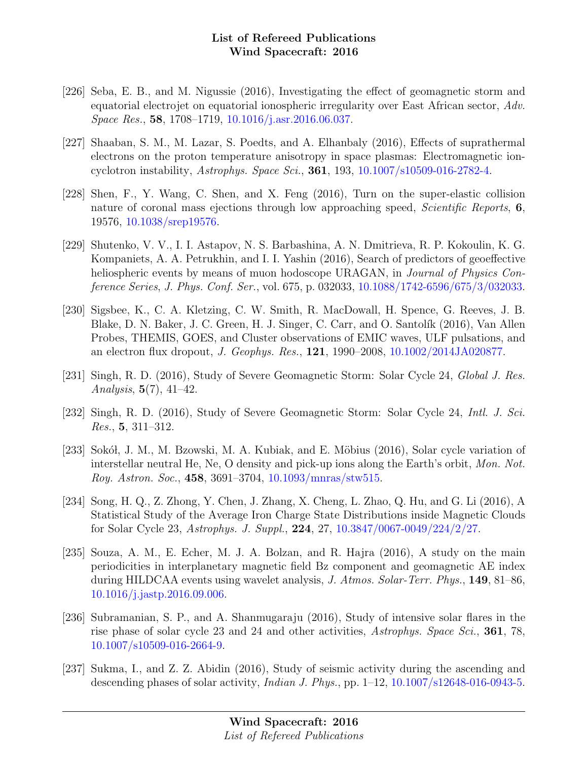[226] Seba, E. B., and M. Nigussie (2016), Investigating the effect of geomagnetic storm and equatorial electrojet on equatorial ionospheric irregularity over East African sector, *Adv. Space Res.*, **58**, 1708–1719, 10.1016/j.asr.2016.06.037.

[227] Shaaban, S. M., M. Lazar, S. Poedts, and A. Elhanbaly (2016), Effects of suprathermal electrons on the proton temperature anisotropy in space plasmas: Electromagnetic ion-cyclotron instability, *Astrophys. Space Sci.*, **361**, 193, 10.1007/s10509-016-2782-4.

[228] Shen, F., Y. Wang, C. Shen, and X. Feng (2016), Turn on the super-elastic collision nature of coronal mass ejections through low approaching speed, *Scientific Reports*, **6**, 19576, 10.1038/srep19576.

[229] Shutenko, V. V., I. I. Astapov, N. S. Barbashina, A. N. Dmitrieva, R. P. Kokoulin, K. G. Kompaniets, A. A. Petrukhin, and I. I. Yashin (2016), Search of predictors of geoeffective heliospheric events by means of muon hodoscope URAGAN, in *Journal of Physics Conference Series*, *J. Phys. Conf. Ser.*, vol. 675, p. 032033, 10.1088/1742-6596/675/3/032033.

[230] Sigsbee, K., C. A. Kletzing, C. W. Smith, R. MacDowall, H. Spence, G. Reeves, J. B. Blake, D. N. Baker, J. C. Green, H. J. Singer, C. Carr, and O. Santolík (2016), Van Allen Probes, THEMIS, GOES, and Cluster observations of EMIC waves, ULF pulsations, and an electron flux dropout, *J. Geophys. Res.*, **121**, 1990–2008, 10.1002/2014JA020877.

[231] Singh, R. D. (2016), Study of Severe Geomagnetic Storm: Solar Cycle 24, *Global J. Res. Analysis*, **5**(7), 41–42.

[232] Singh, R. D. (2016), Study of Severe Geomagnetic Storm: Solar Cycle 24, *Intl. J. Sci. Res.*, **5**, 311–312.

[233] Sokół, J. M., M. Bzowski, M. A. Kubiak, and E. Möbius (2016), Solar cycle variation of interstellar neutral He, Ne, O density and pick-up ions along the Earth's orbit, *Mon. Not. Roy. Astron. Soc.*, **458**, 3691–3704, 10.1093/mnras/stw515.

[234] Song, H. Q., Z. Zhong, Y. Chen, J. Zhang, X. Cheng, L. Zhao, Q. Hu, and G. Li (2016), A Statistical Study of the Average Iron Charge State Distributions inside Magnetic Clouds for Solar Cycle 23, *Astrophys. J. Suppl.*, **224**, 27, 10.3847/0067-0049/224/2/27.

[235] Souza, A. M., E. Echer, M. J. A. Bolzan, and R. Hajra (2016), A study on the main periodicities in interplanetary magnetic field Bz component and geomagnetic AE index during HILDCAA events using wavelet analysis, *J. Atmos. Solar-Terr. Phys.*, **149**, 81–86, 10.1016/j.jastp.2016.09.006.

[236] Subramanian, S. P., and A. Shanmugaraju (2016), Study of intensive solar flares in the rise phase of solar cycle 23 and 24 and other activities, *Astrophys. Space Sci.*, **361**, 78, 10.1007/s10509-016-2664-9.

[237] Sukma, I., and Z. Z. Abidin (2016), Study of seismic activity during the ascending and descending phases of solar activity, *Indian J. Phys.*, pp. 1–12, 10.1007/s12648-016-0943-5.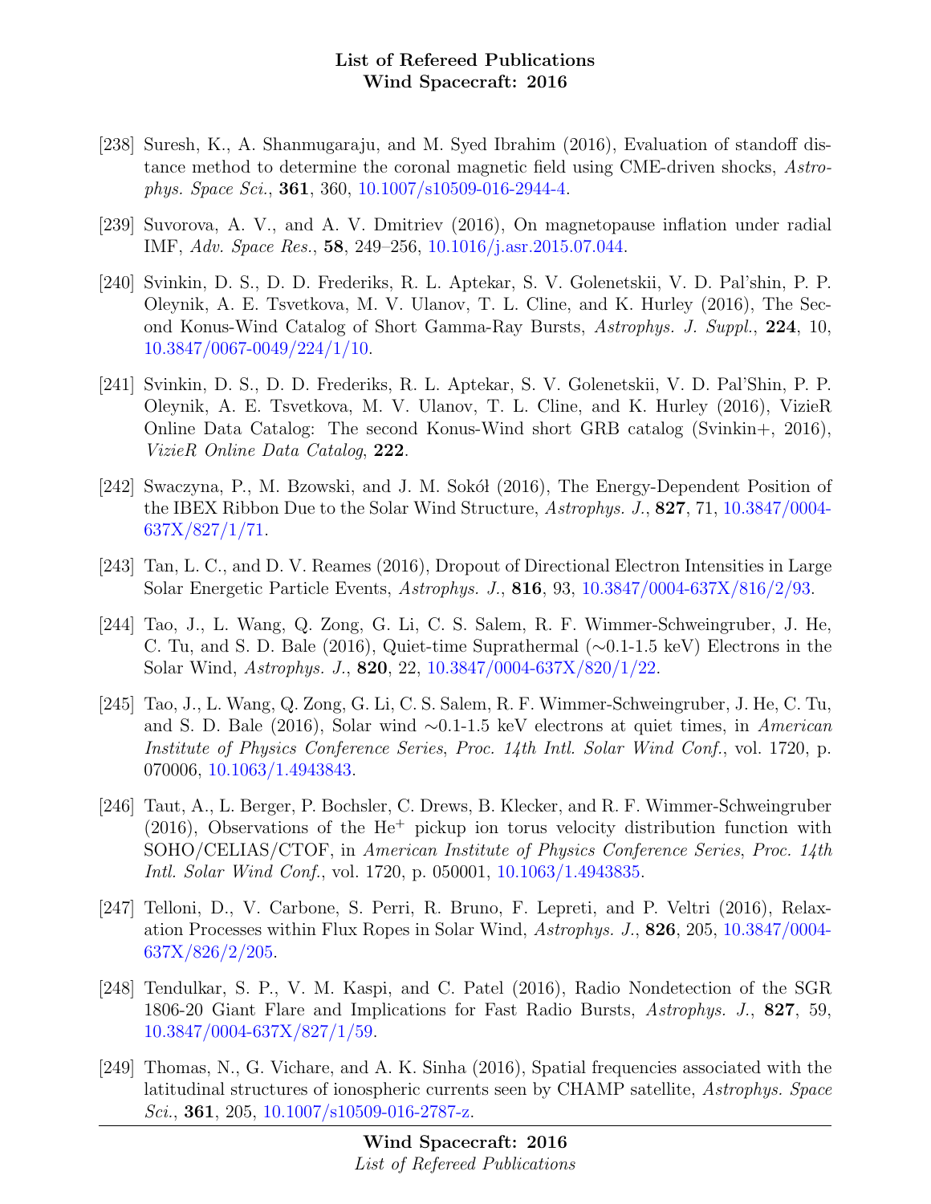[238] Suresh, K., A. Shanmugaraju, and M. Syed Ibrahim (2016), Evaluation of standoff distance method to determine the coronal magnetic field using CME-driven shocks, *Astrophys. Space Sci.*, **361**, 360, 10.1007/s10509-016-2944-4.

[239] Suvorova, A. V., and A. V. Dmitriev (2016), On magnetopause inflation under radial IMF, *Adv. Space Res.*, **58**, 249–256, 10.1016/j.asr.2015.07.044.

[240] Svinkin, D. S., D. D. Frederiks, R. L. Aptekar, S. V. Golenetskii, V. D. Pal'shin, P. P. Oleynik, A. E. Tsvetkova, M. V. Ulanov, T. L. Cline, and K. Hurley (2016), The Second Konus-Wind Catalog of Short Gamma-Ray Bursts, *Astrophys. J. Suppl.*, **224**, 10, 10.3847/0067-0049/224/1/10.

[241] Svinkin, D. S., D. D. Frederiks, R. L. Aptekar, S. V. Golenetskii, V. D. Pal'Shin, P. P. Oleynik, A. E. Tsvetkova, M. V. Ulanov, T. L. Cline, and K. Hurley (2016), VizieR Online Data Catalog: The second Konus-Wind short GRB catalog (Svinkin+, 2016), *VizieR Online Data Catalog*, **222**.

[242] Swaczyna, P., M. Bzowski, and J. M. Sokół (2016), The Energy-Dependent Position of the IBEX Ribbon Due to the Solar Wind Structure, *Astrophys. J.*, **827**, 71, 10.3847/0004-637X/827/1/71.

[243] Tan, L. C., and D. V. Reames (2016), Dropout of Directional Electron Intensities in Large Solar Energetic Particle Events, *Astrophys. J.*, **816**, 93, 10.3847/0004-637X/816/2/93.

[244] Tao, J., L. Wang, Q. Zong, G. Li, C. S. Salem, R. F. Wimmer-Schweingruber, J. He, C. Tu, and S. D. Bale (2016), Quiet-time Suprathermal (∼0.1-1.5 keV) Electrons in the Solar Wind, *Astrophys. J.*, **820**, 22, 10.3847/0004-637X/820/1/22.

[245] Tao, J., L. Wang, Q. Zong, G. Li, C. S. Salem, R. F. Wimmer-Schweingruber, J. He, C. Tu, and S. D. Bale (2016), Solar wind ∼0.1-1.5 keV electrons at quiet times, in *American Institute of Physics Conference Series*, *Proc. 14th Intl. Solar Wind Conf.*, vol. 1720, p. 070006, 10.1063/1.4943843.

[246] Taut, A., L. Berger, P. Bochsler, C. Drews, B. Klecker, and R. F. Wimmer-Schweingruber (2016), Observations of the $He^+$ pickup ion torus velocity distribution function with SOHO/CELIAS/CTOF, in *American Institute of Physics Conference Series*, *Proc. 14th Intl. Solar Wind Conf.*, vol. 1720, p. 050001, 10.1063/1.4943835.

[247] Telloni, D., V. Carbone, S. Perri, R. Bruno, F. Lepreti, and P. Veltri (2016), Relaxation Processes within Flux Ropes in Solar Wind, *Astrophys. J.*, **826**, 205, 10.3847/0004-637X/826/2/205.

[248] Tendulkar, S. P., V. M. Kaspi, and C. Patel (2016), Radio Nondetection of the SGR 1806-20 Giant Flare and Implications for Fast Radio Bursts, *Astrophys. J.*, **827**, 59, 10.3847/0004-637X/827/1/59.

[249] Thomas, N., G. Vichare, and A. K. Sinha (2016), Spatial frequencies associated with the latitudinal structures of ionospheric currents seen by CHAMP satellite, *Astrophys. Space Sci.*, **361**, 205, 10.1007/s10509-016-2787-z.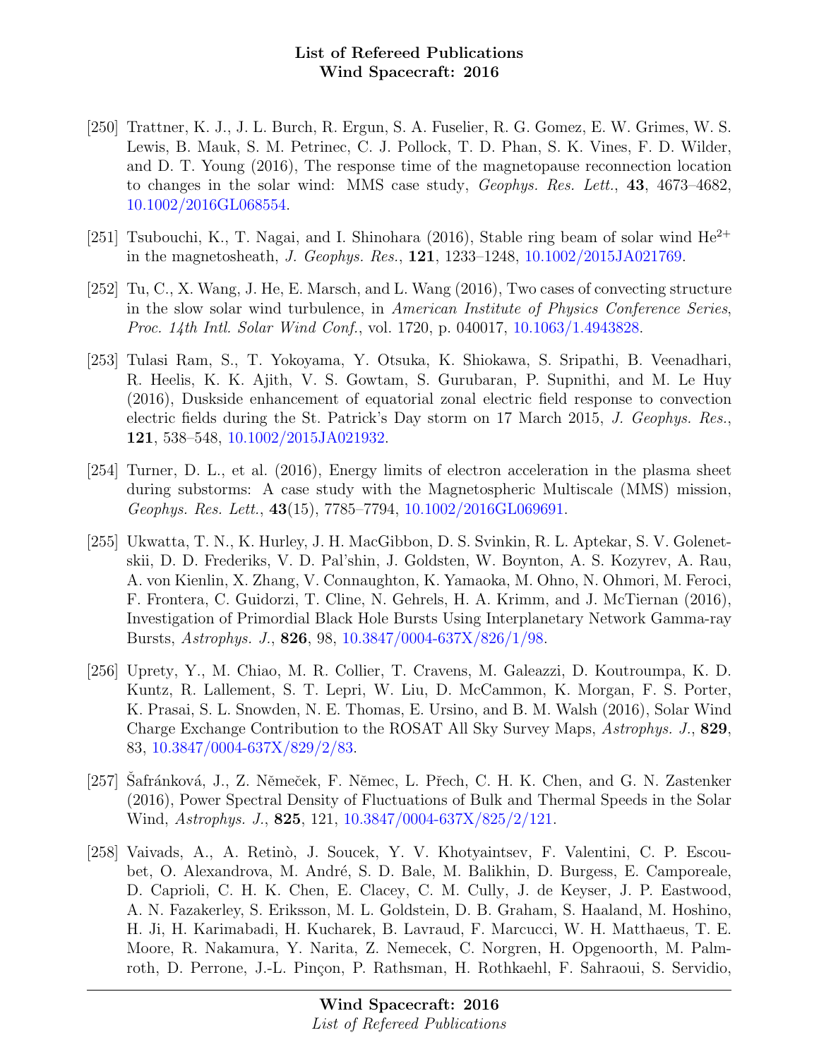- [250] Trattner, K. J., J. L. Burch, R. Ergun, S. A. Fuselier, R. G. Gomez, E. W. Grimes, W. S. Lewis, B. Mauk, S. M. Petrinec, C. J. Pollock, T. D. Phan, S. K. Vines, F. D. Wilder, and D. T. Young (2016), The response time of the magnetopause reconnection location to changes in the solar wind: MMS case study, *Geophys. Res. Lett.*, **43**, 4673–4682, 10.1002/2016GL068554.

- [251] Tsubouchi, K., T. Nagai, and I. Shinohara (2016), Stable ring beam of solar wind $He^{2+}$ in the magnetosheath, *J. Geophys. Res.*, **121**, 1233–1248, 10.1002/2015JA021769.

- [252] Tu, C., X. Wang, J. He, E. Marsch, and L. Wang (2016), Two cases of convecting structure in the slow solar wind turbulence, in *American Institute of Physics Conference Series*, *Proc. 14th Intl. Solar Wind Conf.*, vol. 1720, p. 040017, 10.1063/1.4943828.

- [253] Tulasi Ram, S., T. Yokoyama, Y. Otsuka, K. Shiokawa, S. Sripathi, B. Veenadhari, R. Heelis, K. K. Ajith, V. S. Gowtam, S. Gurubaran, P. Supnithi, and M. Le Huy (2016), Duskside enhancement of equatorial zonal electric field response to convection electric fields during the St. Patrick's Day storm on 17 March 2015, *J. Geophys. Res.*, **121**, 538–548, 10.1002/2015JA021932.

- [254] Turner, D. L., et al. (2016), Energy limits of electron acceleration in the plasma sheet during substorms: A case study with the Magnetospheric Multiscale (MMS) mission, *Geophys. Res. Lett.*, **43**(15), 7785–7794, 10.1002/2016GL069691.

- [255] Ukwatta, T. N., K. Hurley, J. H. MacGibbon, D. S. Svinkin, R. L. Aptekar, S. V. Golenetskii, D. D. Frederiks, V. D. Pal'shin, J. Goldsten, W. Boynton, A. S. Kozyrev, A. Rau, A. von Kienlin, X. Zhang, V. Connaughton, K. Yamaoka, M. Ohno, N. Ohmori, M. Feroci, F. Frontera, C. Guidorzi, T. Cline, N. Gehrels, H. A. Krimm, and J. McTiernan (2016), Investigation of Primordial Black Hole Bursts Using Interplanetary Network Gamma-ray Bursts, *Astrophys. J.*, **826**, 98, 10.3847/0004-637X/826/1/98.

- [256] Uprety, Y., M. Chiao, M. R. Collier, T. Cravens, M. Galeazzi, D. Koutroumpa, K. D. Kuntz, R. Lallement, S. T. Lepri, W. Liu, D. McCammon, K. Morgan, F. S. Porter, K. Prasai, S. L. Snowden, N. E. Thomas, E. Ursino, and B. M. Walsh (2016), Solar Wind Charge Exchange Contribution to the ROSAT All Sky Survey Maps, *Astrophys. J.*, **829**, 83, 10.3847/0004-637X/829/2/83.

- [257] Šafránková, J., Z. Němeček, F. Němec, L. Přech, C. H. K. Chen, and G. N. Zastenker (2016), Power Spectral Density of Fluctuations of Bulk and Thermal Speeds in the Solar Wind, *Astrophys. J.*, **825**, 121, 10.3847/0004-637X/825/2/121.

- [258] Vaivads, A., A. Retinò, J. Soucek, Y. V. Khotyaintsev, F. Valentini, C. P. Escoubet, O. Alexandrova, M. André, S. D. Bale, M. Balikhin, D. Burgess, E. Camporeale, D. Caprioli, C. H. K. Chen, E. Clacey, C. M. Cully, J. de Keyser, J. P. Eastwood, A. N. Fazakerley, S. Eriksson, M. L. Goldstein, D. B. Graham, S. Haaland, M. Hoshino, H. Ji, H. Karimabadi, H. Kucharek, B. Lavraud, F. Marcucci, W. H. Matthaeus, T. E. Moore, R. Nakamura, Y. Narita, Z. Nemecek, C. Norgren, H. Opgenoorth, M. Palmroth, D. Perrone, J.-L. Pinçon, P. Rathsman, H. Rothkaehl, F. Sahraoui, S. Servidio,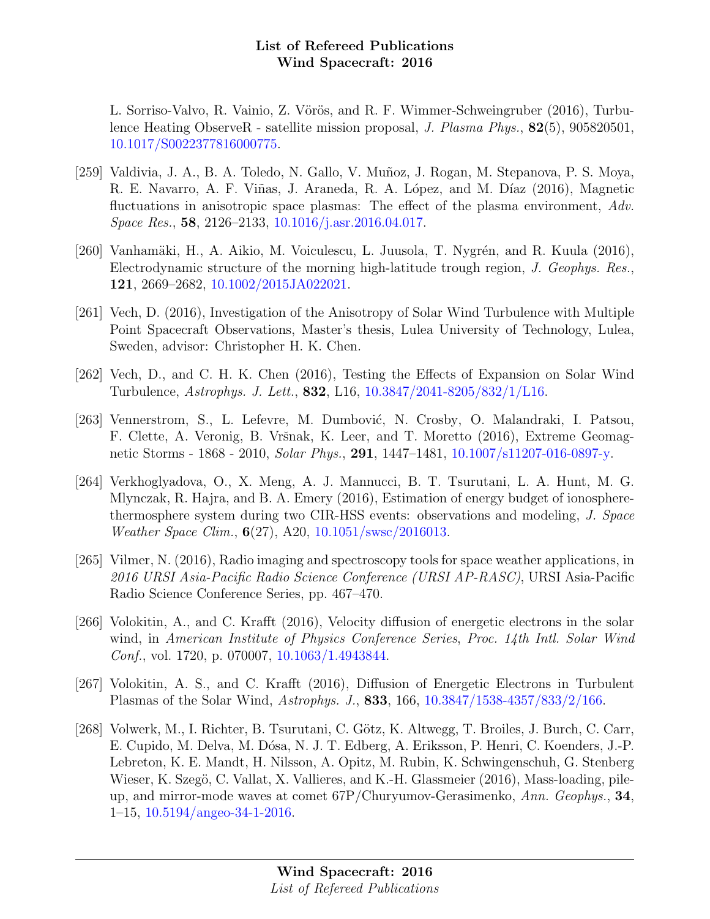L. Sorriso-Valvo, R. Vainio, Z. Vörös, and R. F. Wimmer-Schweingruber (2016), Turbulence Heating ObserveR - satellite mission proposal, *J. Plasma Phys.*, **82**(5), 905820501, 10.1017/S0022377816000775.

[259] Valdivia, J. A., B. A. Toledo, N. Gallo, V. Muñoz, J. Rogan, M. Stepanova, P. S. Moya, R. E. Navarro, A. F. Viñas, J. Araneda, R. A. López, and M. Díaz (2016), Magnetic fluctuations in anisotropic space plasmas: The effect of the plasma environment, *Adv. Space Res.*, **58**, 2126–2133, 10.1016/j.asr.2016.04.017.

[260] Vanhamäki, H., A. Aikio, M. Voiculescu, L. Juusola, T. Nygrén, and R. Kuula (2016), Electrodynamic structure of the morning high-latitude trough region, *J. Geophys. Res.*, **121**, 2669–2682, 10.1002/2015JA022021.

[261] Vech, D. (2016), Investigation of the Anisotropy of Solar Wind Turbulence with Multiple Point Spacecraft Observations, Master's thesis, Lulea University of Technology, Lulea, Sweden, advisor: Christopher H. K. Chen.

[262] Vech, D., and C. H. K. Chen (2016), Testing the Effects of Expansion on Solar Wind Turbulence, *Astrophys. J. Lett.*, **832**, L16, 10.3847/2041-8205/832/1/L16.

[263] Vennerstrom, S., L. Lefevre, M. Dumbović, N. Crosby, O. Malandraki, I. Patsou, F. Clette, A. Veronig, B. Vršnak, K. Leer, and T. Moretto (2016), Extreme Geomagnetic Storms - 1868 - 2010, *Solar Phys.*, **291**, 1447–1481, 10.1007/s11207-016-0897-y.

[264] Verkhoglyadova, O., X. Meng, A. J. Mannucci, B. T. Tsurutani, L. A. Hunt, M. G. Mlynczak, R. Hajra, and B. A. Emery (2016), Estimation of energy budget of ionosphere-thermosphere system during two CIR-HSS events: observations and modeling, *J. Space Weather Space Clim.*, **6**(27), A20, 10.1051/swsc/2016013.

[265] Vilmer, N. (2016), Radio imaging and spectroscopy tools for space weather applications, in *2016 URSI Asia-Pacific Radio Science Conference (URSI AP-RASC)*, URSI Asia-Pacific Radio Science Conference Series, pp. 467–470.

[266] Volokitin, A., and C. Krafft (2016), Velocity diffusion of energetic electrons in the solar wind, in *American Institute of Physics Conference Series*, *Proc. 14th Intl. Solar Wind Conf.*, vol. 1720, p. 070007, 10.1063/1.4943844.

[267] Volokitin, A. S., and C. Krafft (2016), Diffusion of Energetic Electrons in Turbulent Plasmas of the Solar Wind, *Astrophys. J.*, **833**, 166, 10.3847/1538-4357/833/2/166.

[268] Volwerk, M., I. Richter, B. Tsurutani, C. Götz, K. Altwegg, T. Broiles, J. Burch, C. Carr, E. Cupido, M. Delva, M. Dósa, N. J. T. Edberg, A. Eriksson, P. Henri, C. Koenders, J.-P. Lebreton, K. E. Mandt, H. Nilsson, A. Opitz, M. Rubin, K. Schwingenschuh, G. Stenberg Wieser, K. Szegö, C. Vallat, X. Vallieres, and K.-H. Glassmeier (2016), Mass-loading, pile-up, and mirror-mode waves at comet 67P/Churyumov-Gerasimenko, *Ann. Geophys.*, **34**, 1–15, 10.5194/angeo-34-1-2016.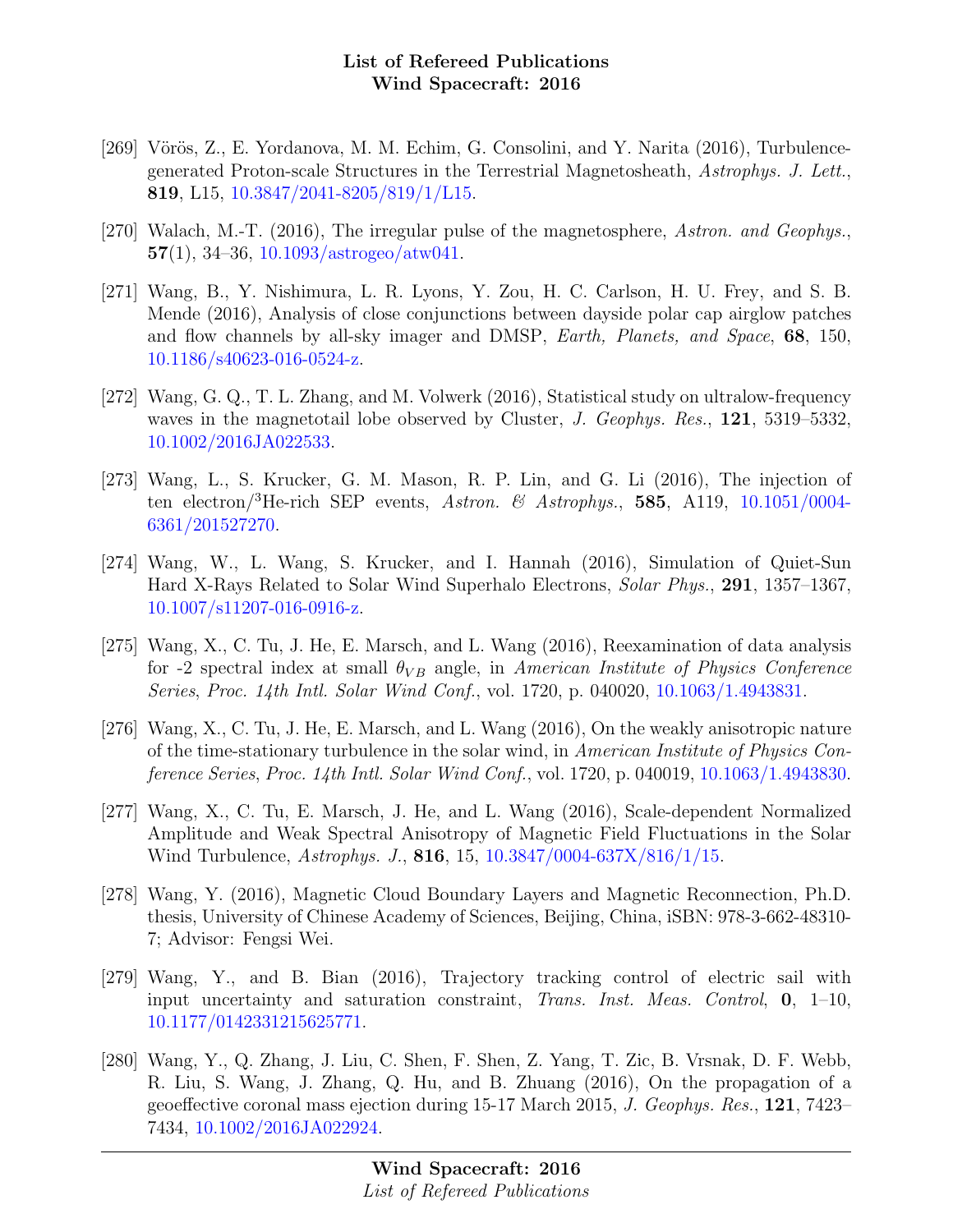[269] Vörös, Z., E. Yordanova, M. M. Echim, G. Consolini, and Y. Narita (2016), Turbulence-generated Proton-scale Structures in the Terrestrial Magnetosheath, *Astrophys. J. Lett.*, **819**, L15, 10.3847/2041-8205/819/1/L15.

[270] Walach, M.-T. (2016), The irregular pulse of the magnetosphere, *Astron. and Geophys.*, **57**(1), 34–36, 10.1093/astrogeo/atw041.

[271] Wang, B., Y. Nishimura, L. R. Lyons, Y. Zou, H. C. Carlson, H. U. Frey, and S. B. Mende (2016), Analysis of close conjunctions between dayside polar cap airglow patches and flow channels by all-sky imager and DMSP, *Earth, Planets, and Space*, **68**, 150, 10.1186/s40623-016-0524-z.

[272] Wang, G. Q., T. L. Zhang, and M. Volwerk (2016), Statistical study on ultralow-frequency waves in the magnetotail lobe observed by Cluster, *J. Geophys. Res.*, **121**, 5319–5332, 10.1002/2016JA022533.

[273] Wang, L., S. Krucker, G. M. Mason, R. P. Lin, and G. Li (2016), The injection of ten electron/$^3$He-rich SEP events, *Astron. & Astrophys.*, **585**, A119, 10.1051/0004-6361/201527270.

[274] Wang, W., L. Wang, S. Krucker, and I. Hannah (2016), Simulation of Quiet-Sun Hard X-Rays Related to Solar Wind Superhalo Electrons, *Solar Phys.*, **291**, 1357–1367, 10.1007/s11207-016-0916-z.

[275] Wang, X., C. Tu, J. He, E. Marsch, and L. Wang (2016), Reexamination of data analysis for -2 spectral index at small $\theta_{VB}$ angle, in *American Institute of Physics Conference Series*, *Proc. 14th Intl. Solar Wind Conf.*, vol. 1720, p. 040020, 10.1063/1.4943831.

[276] Wang, X., C. Tu, J. He, E. Marsch, and L. Wang (2016), On the weakly anisotropic nature of the time-stationary turbulence in the solar wind, in *American Institute of Physics Conference Series*, *Proc. 14th Intl. Solar Wind Conf.*, vol. 1720, p. 040019, 10.1063/1.4943830.

[277] Wang, X., C. Tu, E. Marsch, J. He, and L. Wang (2016), Scale-dependent Normalized Amplitude and Weak Spectral Anisotropy of Magnetic Field Fluctuations in the Solar Wind Turbulence, *Astrophys. J.*, **816**, 15, 10.3847/0004-637X/816/1/15.

[278] Wang, Y. (2016), Magnetic Cloud Boundary Layers and Magnetic Reconnection, Ph.D. thesis, University of Chinese Academy of Sciences, Beijing, China, iSBN: 978-3-662-48310-7; Advisor: Fengsi Wei.

[279] Wang, Y., and B. Bian (2016), Trajectory tracking control of electric sail with input uncertainty and saturation constraint, *Trans. Inst. Meas. Control*, **0**, 1–10, 10.1177/0142331215625771.

[280] Wang, Y., Q. Zhang, J. Liu, C. Shen, F. Shen, Z. Yang, T. Zic, B. Vrsnak, D. F. Webb, R. Liu, S. Wang, J. Zhang, Q. Hu, and B. Zhuang (2016), On the propagation of a geoeffective coronal mass ejection during 15-17 March 2015, *J. Geophys. Res.*, **121**, 7423–7434, 10.1002/2016JA022924.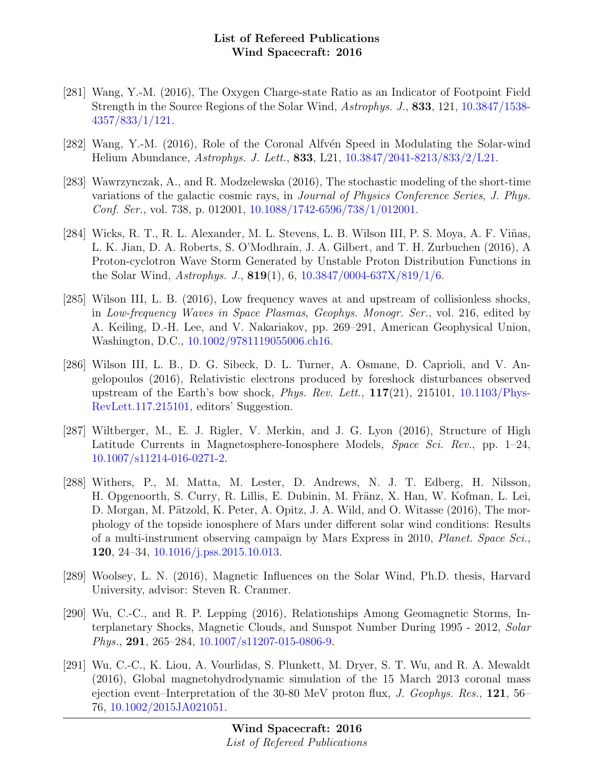[281] Wang, Y.-M. (2016), The Oxygen Charge-state Ratio as an Indicator of Footpoint Field Strength in the Source Regions of the Solar Wind, *Astrophys. J.*, **833**, 121, 10.3847/1538-4357/833/1/121.

[282] Wang, Y.-M. (2016), Role of the Coronal Alfvén Speed in Modulating the Solar-wind Helium Abundance, *Astrophys. J. Lett.*, **833**, L21, 10.3847/2041-8213/833/2/L21.

[283] Wawrzynczak, A., and R. Modzelewska (2016), The stochastic modeling of the short-time variations of the galactic cosmic rays, in *Journal of Physics Conference Series*, *J. Phys. Conf. Ser.*, vol. 738, p. 012001, 10.1088/1742-6596/738/1/012001.

[284] Wicks, R. T., R. L. Alexander, M. L. Stevens, L. B. Wilson III, P. S. Moya, A. F. Viñas, L. K. Jian, D. A. Roberts, S. O'Modhrain, J. A. Gilbert, and T. H. Zurbuchen (2016), A Proton-cyclotron Wave Storm Generated by Unstable Proton Distribution Functions in the Solar Wind, *Astrophys. J.*, **819**(1), 6, 10.3847/0004-637X/819/1/6.

[285] Wilson III, L. B. (2016), Low frequency waves at and upstream of collisionless shocks, in *Low-frequency Waves in Space Plasmas*, *Geophys. Monogr. Ser.*, vol. 216, edited by A. Keiling, D.-H. Lee, and V. Nakariakov, pp. 269–291, American Geophysical Union, Washington, D.C., 10.1002/9781119055006.ch16.

[286] Wilson III, L. B., D. G. Sibeck, D. L. Turner, A. Osmane, D. Caprioli, and V. Angelopoulos (2016), Relativistic electrons produced by foreshock disturbances observed upstream of the Earth's bow shock, *Phys. Rev. Lett.*, **117**(21), 215101, 10.1103/PhysRevLett.117.215101, editors' Suggestion.

[287] Wiltberger, M., E. J. Rigler, V. Merkin, and J. G. Lyon (2016), Structure of High Latitude Currents in Magnetosphere-Ionosphere Models, *Space Sci. Rev.*, pp. 1–24, 10.1007/s11214-016-0271-2.

[288] Withers, P., M. Matta, M. Lester, D. Andrews, N. J. T. Edberg, H. Nilsson, H. Opgenoorth, S. Curry, R. Lillis, E. Dubinin, M. Fränz, X. Han, W. Kofman, L. Lei, D. Morgan, M. Pätzold, K. Peter, A. Opitz, J. A. Wild, and O. Witasse (2016), The morphology of the topside ionosphere of Mars under different solar wind conditions: Results of a multi-instrument observing campaign by Mars Express in 2010, *Planet. Space Sci.*, **120**, 24–34, 10.1016/j.pss.2015.10.013.

[289] Woolsey, L. N. (2016), Magnetic Influences on the Solar Wind, Ph.D. thesis, Harvard University, advisor: Steven R. Cranmer.

[290] Wu, C.-C., and R. P. Lepping (2016), Relationships Among Geomagnetic Storms, Interplanetary Shocks, Magnetic Clouds, and Sunspot Number During 1995 - 2012, *Solar Phys.*, **291**, 265–284, 10.1007/s11207-015-0806-9.

[291] Wu, C.-C., K. Liou, A. Vourlidas, S. Plunkett, M. Dryer, S. T. Wu, and R. A. Mewaldt (2016), Global magnetohydrodynamic simulation of the 15 March 2013 coronal mass ejection event–Interpretation of the 30-80 MeV proton flux, *J. Geophys. Res.*, **121**, 56–76, 10.1002/2015JA021051.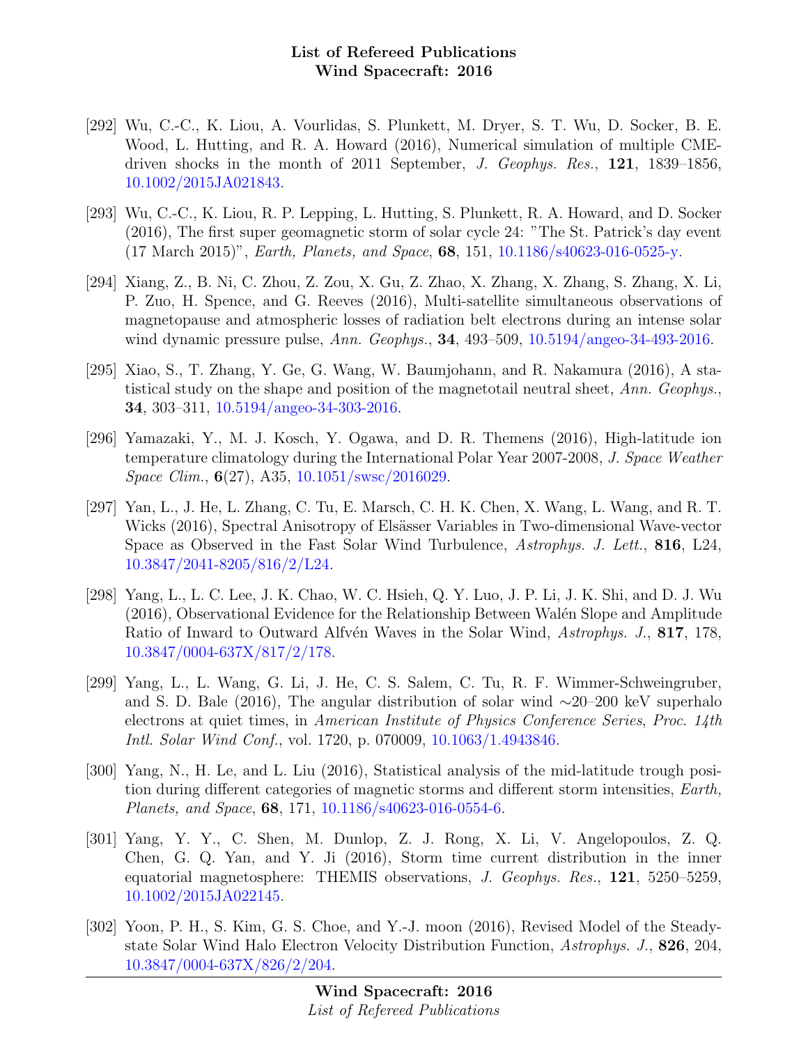[292] Wu, C.-C., K. Liou, A. Vourlidas, S. Plunkett, M. Dryer, S. T. Wu, D. Socker, B. E. Wood, L. Hutting, and R. A. Howard (2016), Numerical simulation of multiple CME-driven shocks in the month of 2011 September, *J. Geophys. Res.*, **121**, 1839–1856, 10.1002/2015JA021843.

[293] Wu, C.-C., K. Liou, R. P. Lepping, L. Hutting, S. Plunkett, R. A. Howard, and D. Socker (2016), The first super geomagnetic storm of solar cycle 24: "The St. Patrick's day event (17 March 2015)", *Earth, Planets, and Space*, **68**, 151, 10.1186/s40623-016-0525-y.

[294] Xiang, Z., B. Ni, C. Zhou, Z. Zou, X. Gu, Z. Zhao, X. Zhang, X. Zhang, S. Zhang, X. Li, P. Zuo, H. Spence, and G. Reeves (2016), Multi-satellite simultaneous observations of magnetopause and atmospheric losses of radiation belt electrons during an intense solar wind dynamic pressure pulse, *Ann. Geophys.*, **34**, 493–509, 10.5194/angeo-34-493-2016.

[295] Xiao, S., T. Zhang, Y. Ge, G. Wang, W. Baumjohann, and R. Nakamura (2016), A statistical study on the shape and position of the magnetotail neutral sheet, *Ann. Geophys.*, **34**, 303–311, 10.5194/angeo-34-303-2016.

[296] Yamazaki, Y., M. J. Kosch, Y. Ogawa, and D. R. Themens (2016), High-latitude ion temperature climatology during the International Polar Year 2007-2008, *J. Space Weather Space Clim.*, **6**(27), A35, 10.1051/swsc/2016029.

[297] Yan, L., J. He, L. Zhang, C. Tu, E. Marsch, C. H. K. Chen, X. Wang, L. Wang, and R. T. Wicks (2016), Spectral Anisotropy of Elsässer Variables in Two-dimensional Wave-vector Space as Observed in the Fast Solar Wind Turbulence, *Astrophys. J. Lett.*, **816**, L24, 10.3847/2041-8205/816/2/L24.

[298] Yang, L., L. C. Lee, J. K. Chao, W. C. Hsieh, Q. Y. Luo, J. P. Li, J. K. Shi, and D. J. Wu (2016), Observational Evidence for the Relationship Between Walén Slope and Amplitude Ratio of Inward to Outward Alfvén Waves in the Solar Wind, *Astrophys. J.*, **817**, 178, 10.3847/0004-637X/817/2/178.

[299] Yang, L., L. Wang, G. Li, J. He, C. S. Salem, C. Tu, R. F. Wimmer-Schweingruber, and S. D. Bale (2016), The angular distribution of solar wind ∼20–200 keV superhalo electrons at quiet times, in *American Institute of Physics Conference Series*, *Proc. 14th Intl. Solar Wind Conf.*, vol. 1720, p. 070009, 10.1063/1.4943846.

[300] Yang, N., H. Le, and L. Liu (2016), Statistical analysis of the mid-latitude trough position during different categories of magnetic storms and different storm intensities, *Earth, Planets, and Space*, **68**, 171, 10.1186/s40623-016-0554-6.

[301] Yang, Y. Y., C. Shen, M. Dunlop, Z. J. Rong, X. Li, V. Angelopoulos, Z. Q. Chen, G. Q. Yan, and Y. Ji (2016), Storm time current distribution in the inner equatorial magnetosphere: THEMIS observations, *J. Geophys. Res.*, **121**, 5250–5259, 10.1002/2015JA022145.

[302] Yoon, P. H., S. Kim, G. S. Choe, and Y.-J. moon (2016), Revised Model of the Steady-state Solar Wind Halo Electron Velocity Distribution Function, *Astrophys. J.*, **826**, 204, 10.3847/0004-637X/826/2/204.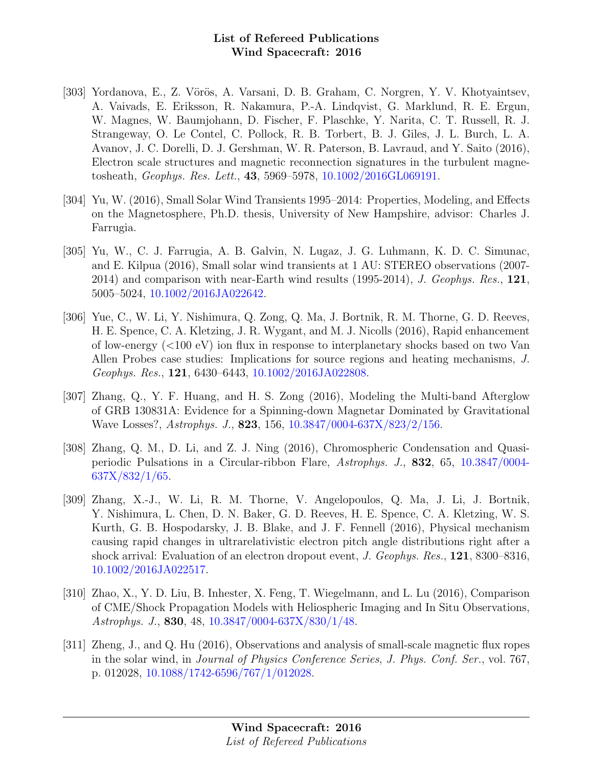[303] Yordanova, E., Z. Vörös, A. Varsani, D. B. Graham, C. Norgren, Y. V. Khotyaintsev, A. Vaivads, E. Eriksson, R. Nakamura, P.-A. Lindqvist, G. Marklund, R. E. Ergun, W. Magnes, W. Baumjohann, D. Fischer, F. Plaschke, Y. Narita, C. T. Russell, R. J. Strangeway, O. Le Contel, C. Pollock, R. B. Torbert, B. J. Giles, J. L. Burch, L. A. Avanov, J. C. Dorelli, D. J. Gershman, W. R. Paterson, B. Lavraud, and Y. Saito (2016), Electron scale structures and magnetic reconnection signatures in the turbulent magnetosheath, *Geophys. Res. Lett.*, **43**, 5969–5978, 10.1002/2016GL069191.

[304] Yu, W. (2016), Small Solar Wind Transients 1995–2014: Properties, Modeling, and Effects on the Magnetosphere, Ph.D. thesis, University of New Hampshire, advisor: Charles J. Farrugia.

[305] Yu, W., C. J. Farrugia, A. B. Galvin, N. Lugaz, J. G. Luhmann, K. D. C. Simunac, and E. Kilpua (2016), Small solar wind transients at 1 AU: STEREO observations (2007-2014) and comparison with near-Earth wind results (1995-2014), *J. Geophys. Res.*, **121**, 5005–5024, 10.1002/2016JA022642.

[306] Yue, C., W. Li, Y. Nishimura, Q. Zong, Q. Ma, J. Bortnik, R. M. Thorne, G. D. Reeves, H. E. Spence, C. A. Kletzing, J. R. Wygant, and M. J. Nicolls (2016), Rapid enhancement of low-energy (<100 eV) ion flux in response to interplanetary shocks based on two Van Allen Probes case studies: Implications for source regions and heating mechanisms, *J. Geophys. Res.*, **121**, 6430–6443, 10.1002/2016JA022808.

[307] Zhang, Q., Y. F. Huang, and H. S. Zong (2016), Modeling the Multi-band Afterglow of GRB 130831A: Evidence for a Spinning-down Magnetar Dominated by Gravitational Wave Losses?, *Astrophys. J.*, **823**, 156, 10.3847/0004-637X/823/2/156.

[308] Zhang, Q. M., D. Li, and Z. J. Ning (2016), Chromospheric Condensation and Quasi-periodic Pulsations in a Circular-ribbon Flare, *Astrophys. J.*, **832**, 65, 10.3847/0004-637X/832/1/65.

[309] Zhang, X.-J., W. Li, R. M. Thorne, V. Angelopoulos, Q. Ma, J. Li, J. Bortnik, Y. Nishimura, L. Chen, D. N. Baker, G. D. Reeves, H. E. Spence, C. A. Kletzing, W. S. Kurth, G. B. Hospodarsky, J. B. Blake, and J. F. Fennell (2016), Physical mechanism causing rapid changes in ultrarelativistic electron pitch angle distributions right after a shock arrival: Evaluation of an electron dropout event, *J. Geophys. Res.*, **121**, 8300–8316, 10.1002/2016JA022517.

[310] Zhao, X., Y. D. Liu, B. Inhester, X. Feng, T. Wiegelmann, and L. Lu (2016), Comparison of CME/Shock Propagation Models with Heliospheric Imaging and In Situ Observations, *Astrophys. J.*, **830**, 48, 10.3847/0004-637X/830/1/48.

[311] Zheng, J., and Q. Hu (2016), Observations and analysis of small-scale magnetic flux ropes in the solar wind, in *Journal of Physics Conference Series*, *J. Phys. Conf. Ser.*, vol. 767, p. 012028, 10.1088/1742-6596/767/1/012028.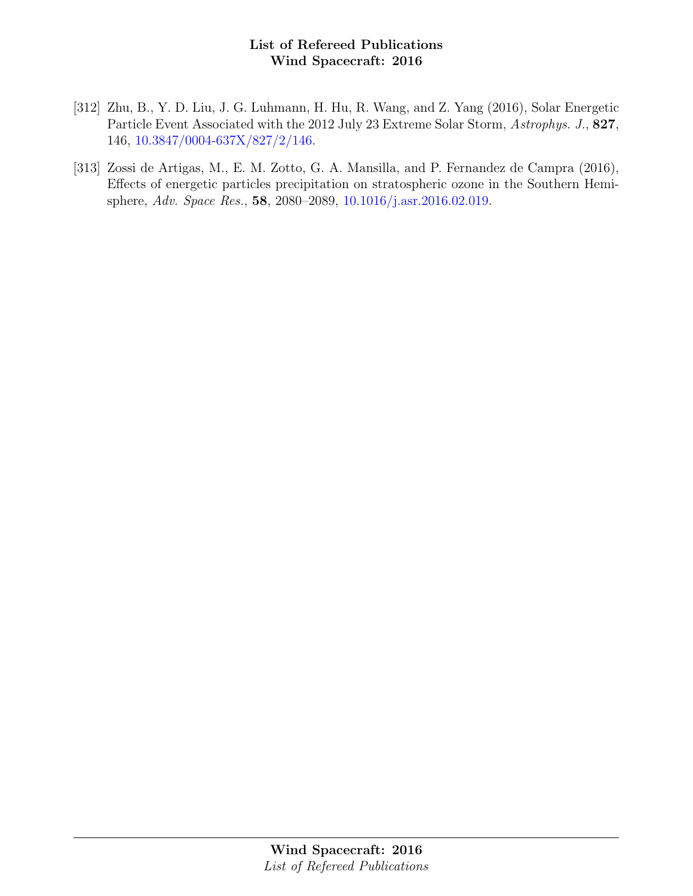[312] Zhu, B., Y. D. Liu, J. G. Luhmann, H. Hu, R. Wang, and Z. Yang (2016), Solar Energetic Particle Event Associated with the 2012 July 23 Extreme Solar Storm, *Astrophys. J.*, **827**, 146, 10.3847/0004-637X/827/2/146.

[313] Zossi de Artigas, M., E. M. Zotto, G. A. Mansilla, and P. Fernandez de Campra (2016), Effects of energetic particles precipitation on stratospheric ozone in the Southern Hemisphere, *Adv. Space Res.*, **58**, 2080–2089, 10.1016/j.asr.2016.02.019.